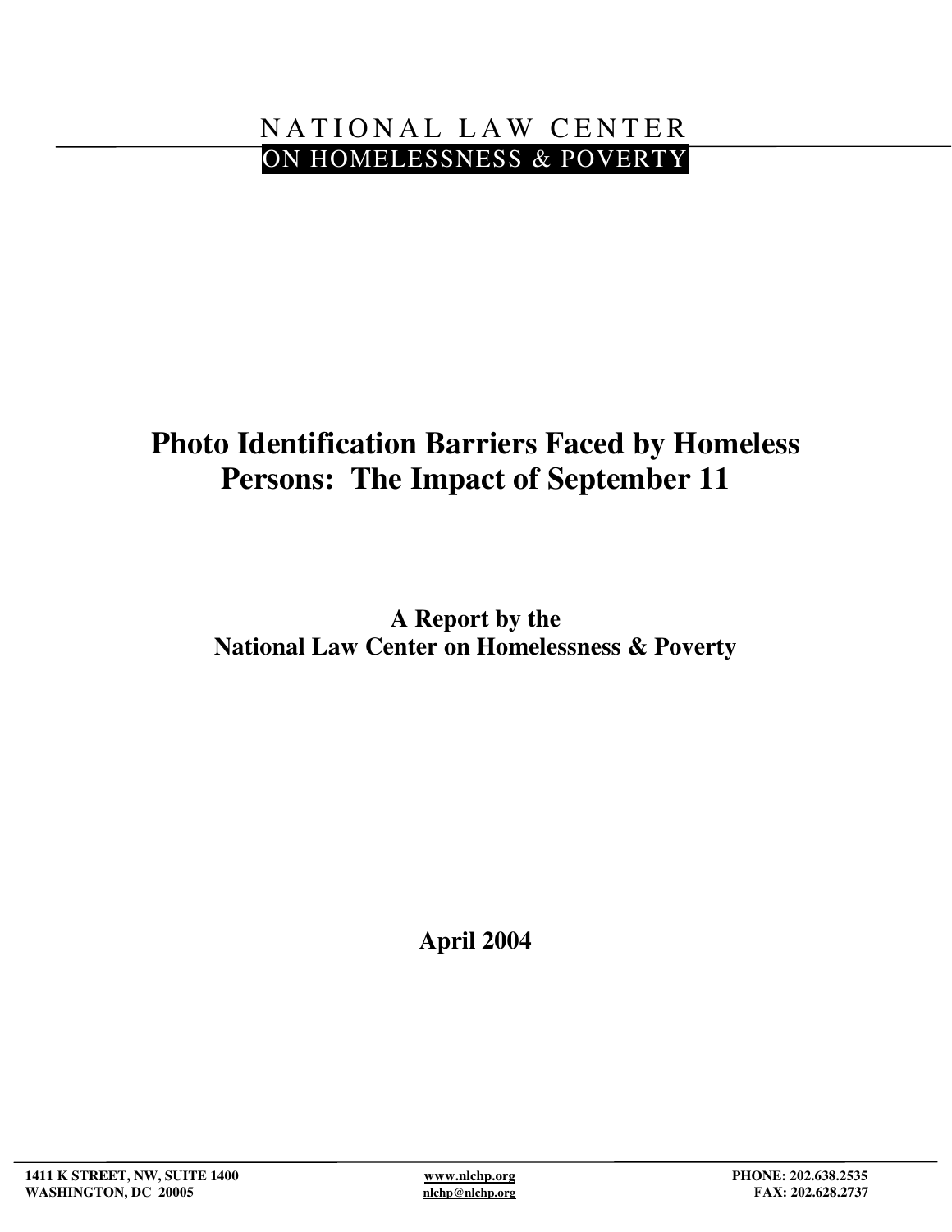NATIONAL LAW CENTER

ON HOMELESSNESS & POVERTY

# Photo Identification Barriers Faced by Homeless Persons: The Impact of September 11

**A Report by the**
**National Law Center on Homelessness & Poverty**

**April 2004**

**1411 K STREET, NW, SUITE 1400**
**WASHINGTON, DC 20005**

**www.nlchp.org**
**nlchp@nlchp.org**

**PHONE: 202.638.2535**
**FAX: 202.628.2737**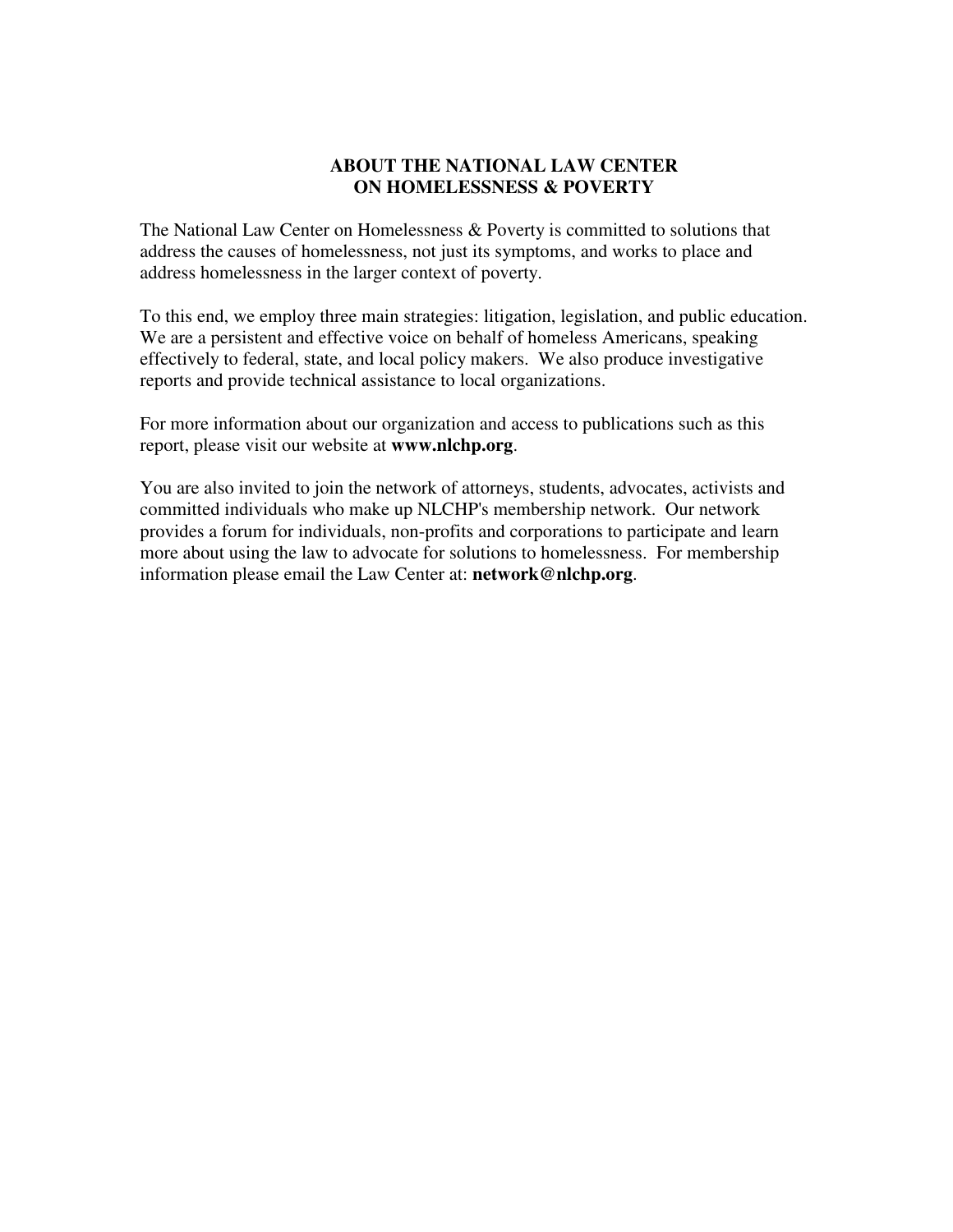## ABOUT THE NATIONAL LAW CENTER ON HOMELESSNESS & POVERTY

The National Law Center on Homelessness & Poverty is committed to solutions that address the causes of homelessness, not just its symptoms, and works to place and address homelessness in the larger context of poverty.

To this end, we employ three main strategies: litigation, legislation, and public education. We are a persistent and effective voice on behalf of homeless Americans, speaking effectively to federal, state, and local policy makers. We also produce investigative reports and provide technical assistance to local organizations.

For more information about our organization and access to publications such as this report, please visit our website at **www.nlchp.org**.

You are also invited to join the network of attorneys, students, advocates, activists and committed individuals who make up NLCHP's membership network. Our network provides a forum for individuals, non-profits and corporations to participate and learn more about using the law to advocate for solutions to homelessness. For membership information please email the Law Center at: **network@nlchp.org**.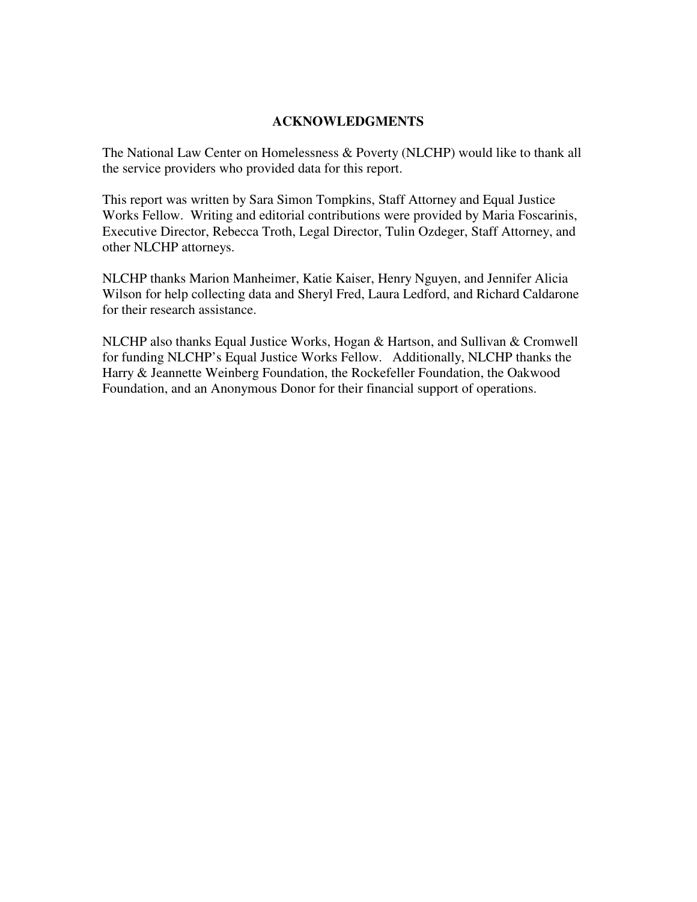# ACKNOWLEDGMENTS

The National Law Center on Homelessness & Poverty (NLCHP) would like to thank all the service providers who provided data for this report.

This report was written by Sara Simon Tompkins, Staff Attorney and Equal Justice Works Fellow. Writing and editorial contributions were provided by Maria Foscarinis, Executive Director, Rebecca Troth, Legal Director, Tulin Ozdeger, Staff Attorney, and other NLCHP attorneys.

NLCHP thanks Marion Manheimer, Katie Kaiser, Henry Nguyen, and Jennifer Alicia Wilson for help collecting data and Sheryl Fred, Laura Ledford, and Richard Caldarone for their research assistance.

NLCHP also thanks Equal Justice Works, Hogan & Hartson, and Sullivan & Cromwell for funding NLCHP's Equal Justice Works Fellow. Additionally, NLCHP thanks the Harry & Jeannette Weinberg Foundation, the Rockefeller Foundation, the Oakwood Foundation, and an Anonymous Donor for their financial support of operations.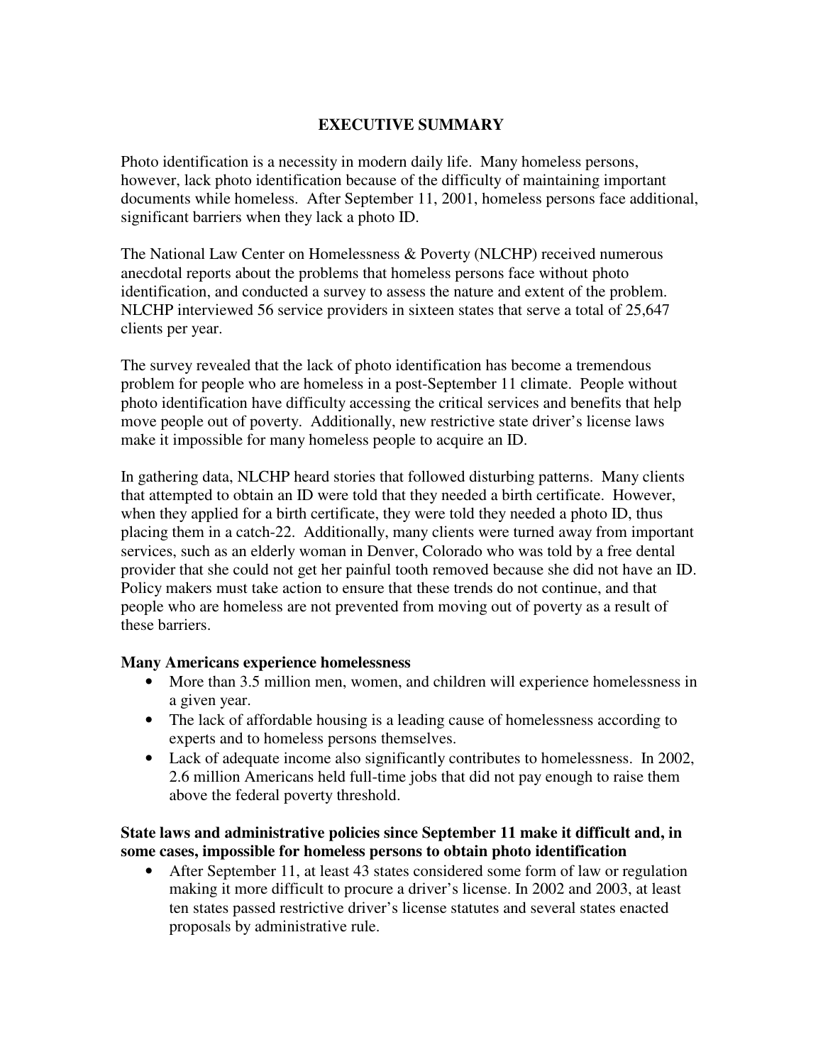# EXECUTIVE SUMMARY

Photo identification is a necessity in modern daily life. Many homeless persons, however, lack photo identification because of the difficulty of maintaining important documents while homeless. After September 11, 2001, homeless persons face additional, significant barriers when they lack a photo ID.

The National Law Center on Homelessness & Poverty (NLCHP) received numerous anecdotal reports about the problems that homeless persons face without photo identification, and conducted a survey to assess the nature and extent of the problem. NLCHP interviewed 56 service providers in sixteen states that serve a total of 25,647 clients per year.

The survey revealed that the lack of photo identification has become a tremendous problem for people who are homeless in a post-September 11 climate. People without photo identification have difficulty accessing the critical services and benefits that help move people out of poverty. Additionally, new restrictive state driver's license laws make it impossible for many homeless people to acquire an ID.

In gathering data, NLCHP heard stories that followed disturbing patterns. Many clients that attempted to obtain an ID were told that they needed a birth certificate. However, when they applied for a birth certificate, they were told they needed a photo ID, thus placing them in a catch-22. Additionally, many clients were turned away from important services, such as an elderly woman in Denver, Colorado who was told by a free dental provider that she could not get her painful tooth removed because she did not have an ID. Policy makers must take action to ensure that these trends do not continue, and that people who are homeless are not prevented from moving out of poverty as a result of these barriers.

**Many Americans experience homelessness**

- More than 3.5 million men, women, and children will experience homelessness in a given year.
- The lack of affordable housing is a leading cause of homelessness according to experts and to homeless persons themselves.
- Lack of adequate income also significantly contributes to homelessness. In 2002, 2.6 million Americans held full-time jobs that did not pay enough to raise them above the federal poverty threshold.

**State laws and administrative policies since September 11 make it difficult and, in some cases, impossible for homeless persons to obtain photo identification**

- After September 11, at least 43 states considered some form of law or regulation making it more difficult to procure a driver's license. In 2002 and 2003, at least ten states passed restrictive driver's license statutes and several states enacted proposals by administrative rule.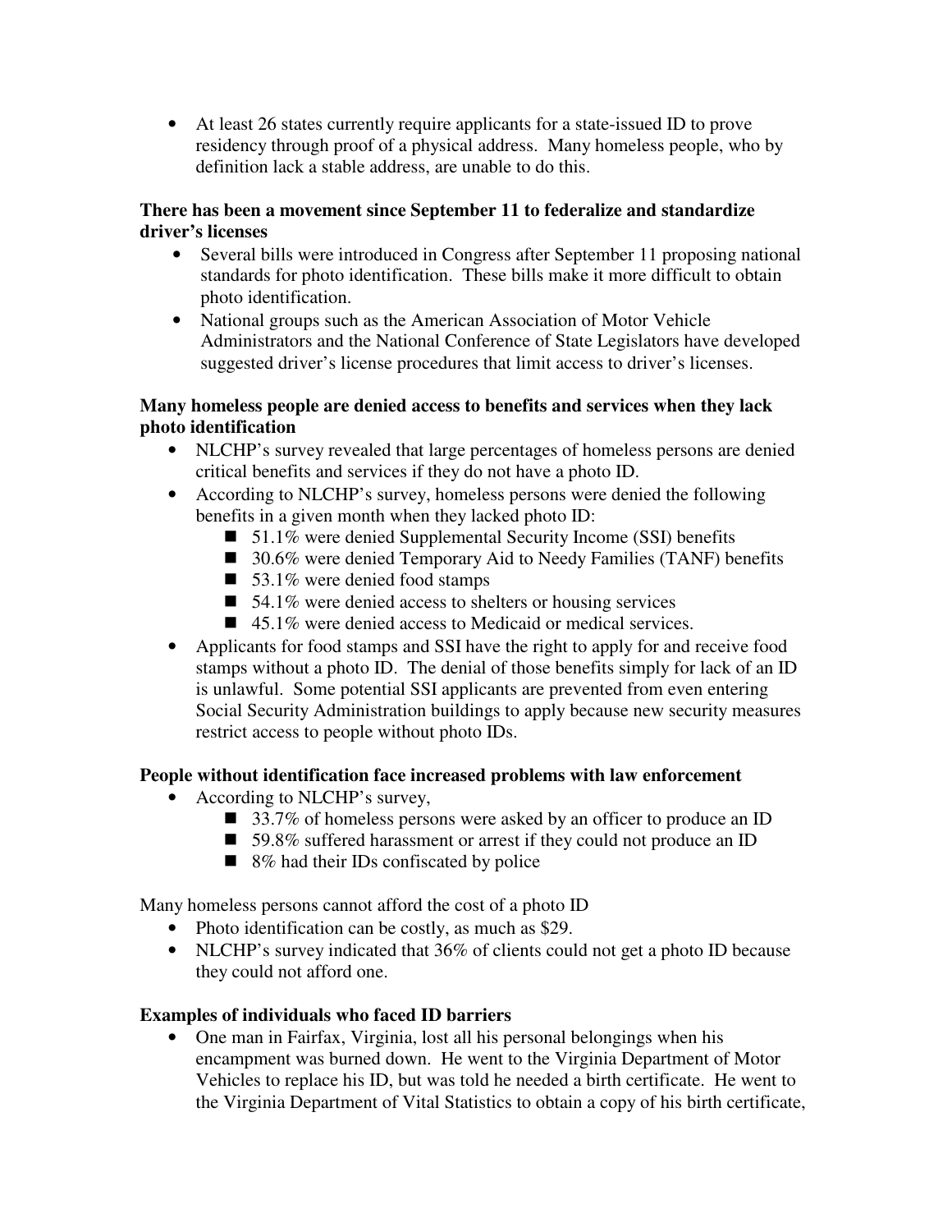- At least 26 states currently require applicants for a state-issued ID to prove residency through proof of a physical address. Many homeless people, who by definition lack a stable address, are unable to do this.

**There has been a movement since September 11 to federalize and standardize driver's licenses**

- Several bills were introduced in Congress after September 11 proposing national standards for photo identification. These bills make it more difficult to obtain photo identification.
- National groups such as the American Association of Motor Vehicle Administrators and the National Conference of State Legislators have developed suggested driver's license procedures that limit access to driver's licenses.

**Many homeless people are denied access to benefits and services when they lack photo identification**

- NLCHP's survey revealed that large percentages of homeless persons are denied critical benefits and services if they do not have a photo ID.
- According to NLCHP's survey, homeless persons were denied the following benefits in a given month when they lacked photo ID:
  - 51.1% were denied Supplemental Security Income (SSI) benefits
  - 30.6% were denied Temporary Aid to Needy Families (TANF) benefits
  - 53.1% were denied food stamps
  - 54.1% were denied access to shelters or housing services
  - 45.1% were denied access to Medicaid or medical services.
- Applicants for food stamps and SSI have the right to apply for and receive food stamps without a photo ID. The denial of those benefits simply for lack of an ID is unlawful. Some potential SSI applicants are prevented from even entering Social Security Administration buildings to apply because new security measures restrict access to people without photo IDs.

**People without identification face increased problems with law enforcement**

- According to NLCHP's survey,
  - 33.7% of homeless persons were asked by an officer to produce an ID
  - 59.8% suffered harassment or arrest if they could not produce an ID
  - 8% had their IDs confiscated by police

Many homeless persons cannot afford the cost of a photo ID

- Photo identification can be costly, as much as $29.
- NLCHP's survey indicated that 36% of clients could not get a photo ID because they could not afford one.

**Examples of individuals who faced ID barriers**

- One man in Fairfax, Virginia, lost all his personal belongings when his encampment was burned down. He went to the Virginia Department of Motor Vehicles to replace his ID, but was told he needed a birth certificate. He went to the Virginia Department of Vital Statistics to obtain a copy of his birth certificate,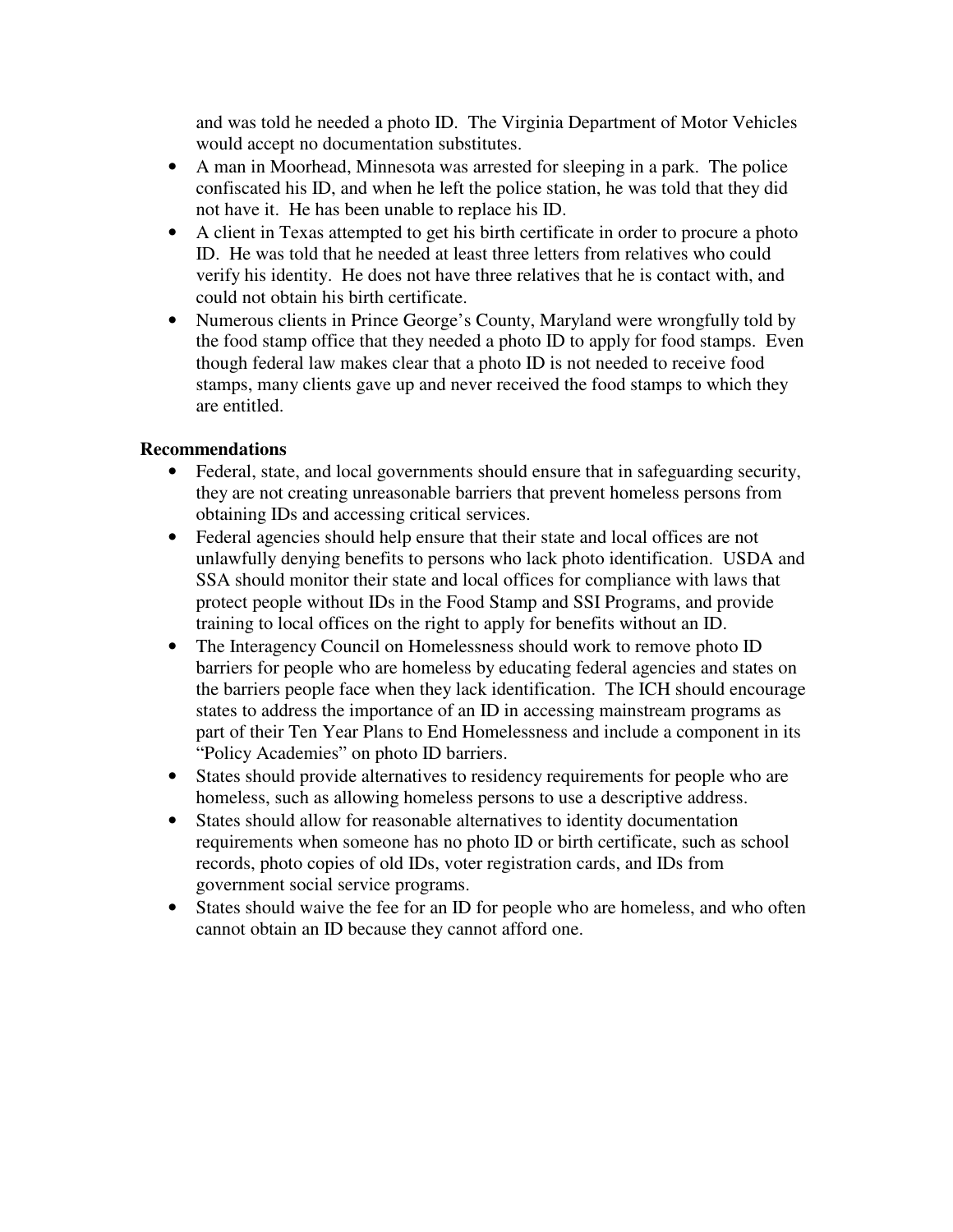and was told he needed a photo ID. The Virginia Department of Motor Vehicles would accept no documentation substitutes.

- A man in Moorhead, Minnesota was arrested for sleeping in a park. The police confiscated his ID, and when he left the police station, he was told that they did not have it. He has been unable to replace his ID.
- A client in Texas attempted to get his birth certificate in order to procure a photo ID. He was told that he needed at least three letters from relatives who could verify his identity. He does not have three relatives that he is contact with, and could not obtain his birth certificate.
- Numerous clients in Prince George's County, Maryland were wrongfully told by the food stamp office that they needed a photo ID to apply for food stamps. Even though federal law makes clear that a photo ID is not needed to receive food stamps, many clients gave up and never received the food stamps to which they are entitled.

**Recommendations**

- Federal, state, and local governments should ensure that in safeguarding security, they are not creating unreasonable barriers that prevent homeless persons from obtaining IDs and accessing critical services.
- Federal agencies should help ensure that their state and local offices are not unlawfully denying benefits to persons who lack photo identification. USDA and SSA should monitor their state and local offices for compliance with laws that protect people without IDs in the Food Stamp and SSI Programs, and provide training to local offices on the right to apply for benefits without an ID.
- The Interagency Council on Homelessness should work to remove photo ID barriers for people who are homeless by educating federal agencies and states on the barriers people face when they lack identification. The ICH should encourage states to address the importance of an ID in accessing mainstream programs as part of their Ten Year Plans to End Homelessness and include a component in its "Policy Academies" on photo ID barriers.
- States should provide alternatives to residency requirements for people who are homeless, such as allowing homeless persons to use a descriptive address.
- States should allow for reasonable alternatives to identity documentation requirements when someone has no photo ID or birth certificate, such as school records, photo copies of old IDs, voter registration cards, and IDs from government social service programs.
- States should waive the fee for an ID for people who are homeless, and who often cannot obtain an ID because they cannot afford one.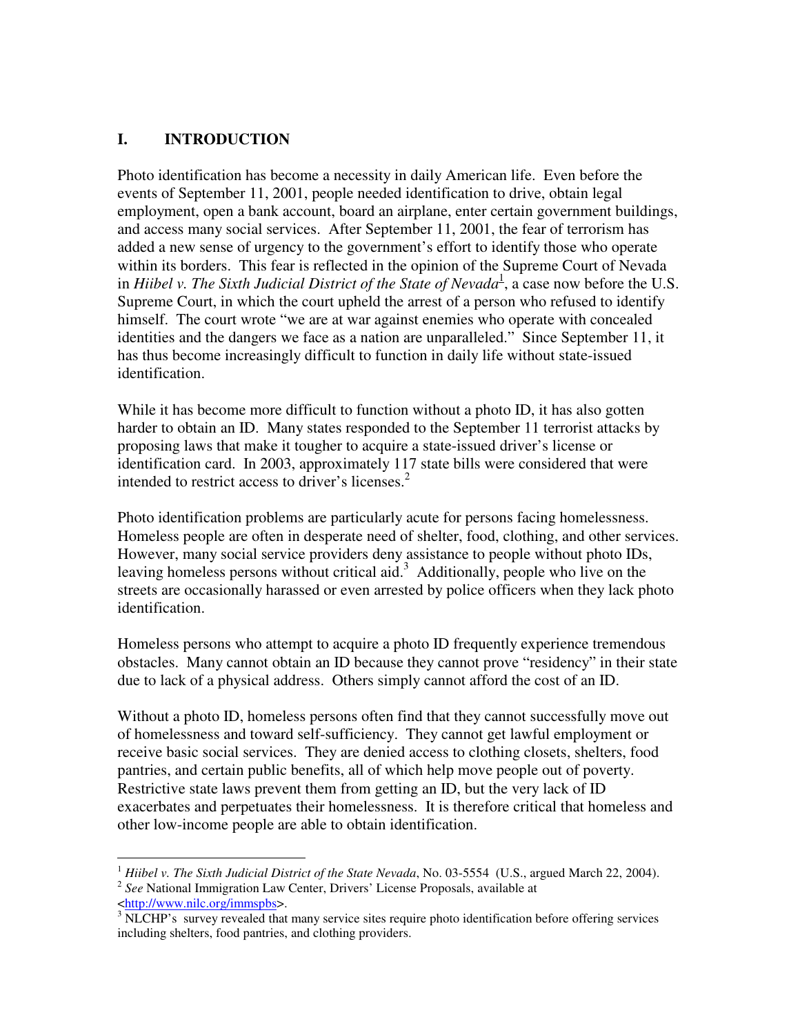## I. INTRODUCTION

Photo identification has become a necessity in daily American life. Even before the events of September 11, 2001, people needed identification to drive, obtain legal employment, open a bank account, board an airplane, enter certain government buildings, and access many social services. After September 11, 2001, the fear of terrorism has added a new sense of urgency to the government's effort to identify those who operate within its borders. This fear is reflected in the opinion of the Supreme Court of Nevada in *Hiibel v. The Sixth Judicial District of the State of Nevada*[1], a case now before the U.S. Supreme Court, in which the court upheld the arrest of a person who refused to identify himself. The court wrote "we are at war against enemies who operate with concealed identities and the dangers we face as a nation are unparalleled." Since September 11, it has thus become increasingly difficult to function in daily life without state-issued identification.

While it has become more difficult to function without a photo ID, it has also gotten harder to obtain an ID. Many states responded to the September 11 terrorist attacks by proposing laws that make it tougher to acquire a state-issued driver's license or identification card. In 2003, approximately 117 state bills were considered that were intended to restrict access to driver's licenses.[2]

Photo identification problems are particularly acute for persons facing homelessness. Homeless people are often in desperate need of shelter, food, clothing, and other services. However, many social service providers deny assistance to people without photo IDs, leaving homeless persons without critical aid.[3] Additionally, people who live on the streets are occasionally harassed or even arrested by police officers when they lack photo identification.

Homeless persons who attempt to acquire a photo ID frequently experience tremendous obstacles. Many cannot obtain an ID because they cannot prove "residency" in their state due to lack of a physical address. Others simply cannot afford the cost of an ID.

Without a photo ID, homeless persons often find that they cannot successfully move out of homelessness and toward self-sufficiency. They cannot get lawful employment or receive basic social services. They are denied access to clothing closets, shelters, food pantries, and certain public benefits, all of which help move people out of poverty. Restrictive state laws prevent them from getting an ID, but the very lack of ID exacerbates and perpetuates their homelessness. It is therefore critical that homeless and other low-income people are able to obtain identification.

---

[1] *Hiibel v. The Sixth Judicial District of the State Nevada*, No. 03-5554 (U.S., argued March 22, 2004).

[2] *See* National Immigration Law Center, Drivers' License Proposals, available at <http://www.nilc.org/immspbs>.

[3] NLCHP's survey revealed that many service sites require photo identification before offering services including shelters, food pantries, and clothing providers.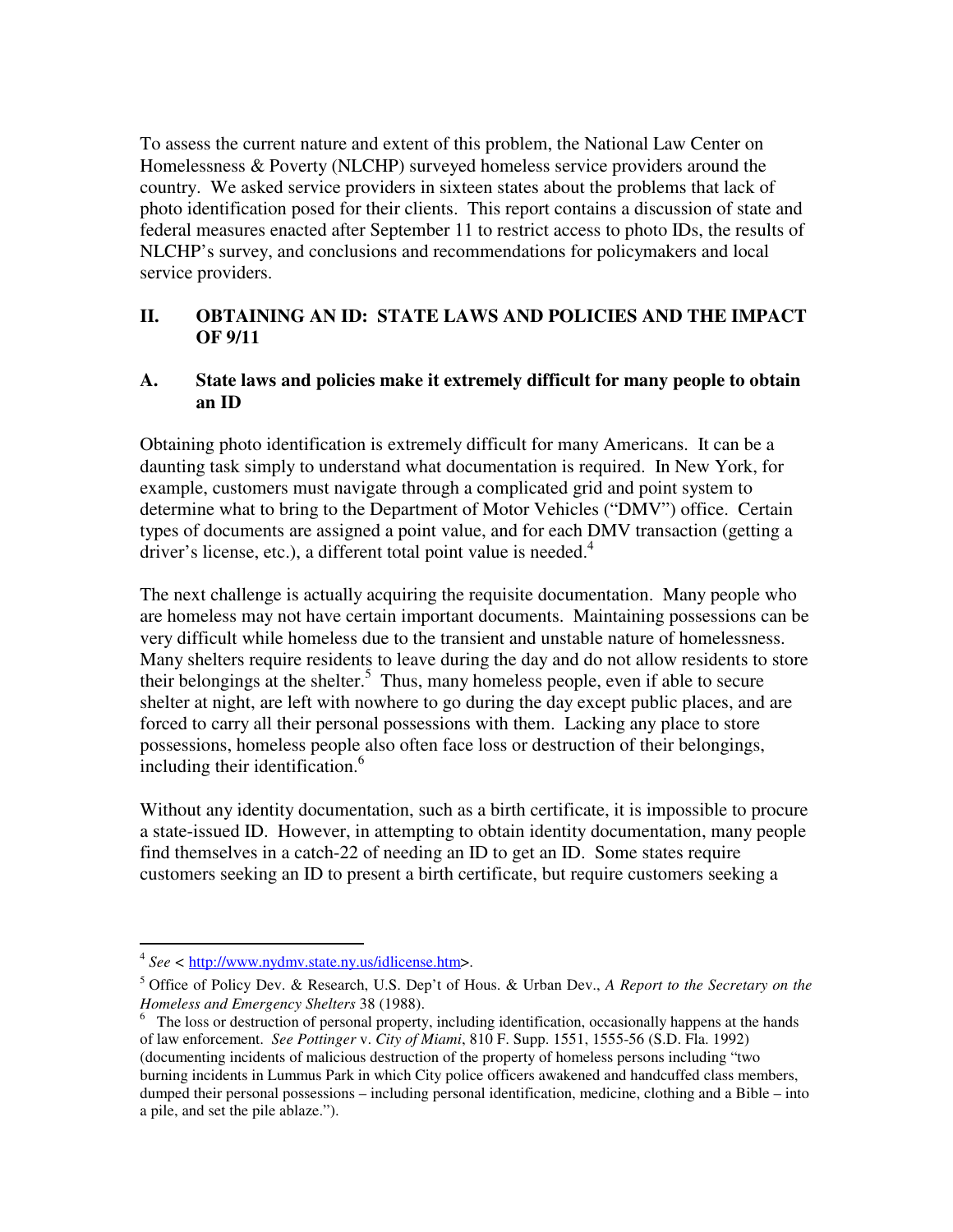To assess the current nature and extent of this problem, the National Law Center on Homelessness & Poverty (NLCHP) surveyed homeless service providers around the country. We asked service providers in sixteen states about the problems that lack of photo identification posed for their clients. This report contains a discussion of state and federal measures enacted after September 11 to restrict access to photo IDs, the results of NLCHP's survey, and conclusions and recommendations for policymakers and local service providers.

## II. OBTAINING AN ID: STATE LAWS AND POLICIES AND THE IMPACT OF 9/11

### A. State laws and policies make it extremely difficult for many people to obtain an ID

Obtaining photo identification is extremely difficult for many Americans. It can be a daunting task simply to understand what documentation is required. In New York, for example, customers must navigate through a complicated grid and point system to determine what to bring to the Department of Motor Vehicles ("DMV") office. Certain types of documents are assigned a point value, and for each DMV transaction (getting a driver's license, etc.), a different total point value is needed.[4]

The next challenge is actually acquiring the requisite documentation. Many people who are homeless may not have certain important documents. Maintaining possessions can be very difficult while homeless due to the transient and unstable nature of homelessness. Many shelters require residents to leave during the day and do not allow residents to store their belongings at the shelter.[5] Thus, many homeless people, even if able to secure shelter at night, are left with nowhere to go during the day except public places, and are forced to carry all their personal possessions with them. Lacking any place to store possessions, homeless people also often face loss or destruction of their belongings, including their identification.[6]

Without any identity documentation, such as a birth certificate, it is impossible to procure a state-issued ID. However, in attempting to obtain identity documentation, many people find themselves in a catch-22 of needing an ID to get an ID. Some states require customers seeking an ID to present a birth certificate, but require customers seeking a

---

[4] *See* < http://www.nydmv.state.ny.us/idlicense.htm>.

[5] Office of Policy Dev. & Research, U.S. Dep't of Hous. & Urban Dev., *A Report to the Secretary on the Homeless and Emergency Shelters* 38 (1988).

[6] The loss or destruction of personal property, including identification, occasionally happens at the hands of law enforcement. *See Pottinger* v. *City of Miami*, 810 F. Supp. 1551, 1555-56 (S.D. Fla. 1992) (documenting incidents of malicious destruction of the property of homeless persons including "two burning incidents in Lummus Park in which City police officers awakened and handcuffed class members, dumped their personal possessions – including personal identification, medicine, clothing and a Bible – into a pile, and set the pile ablaze.").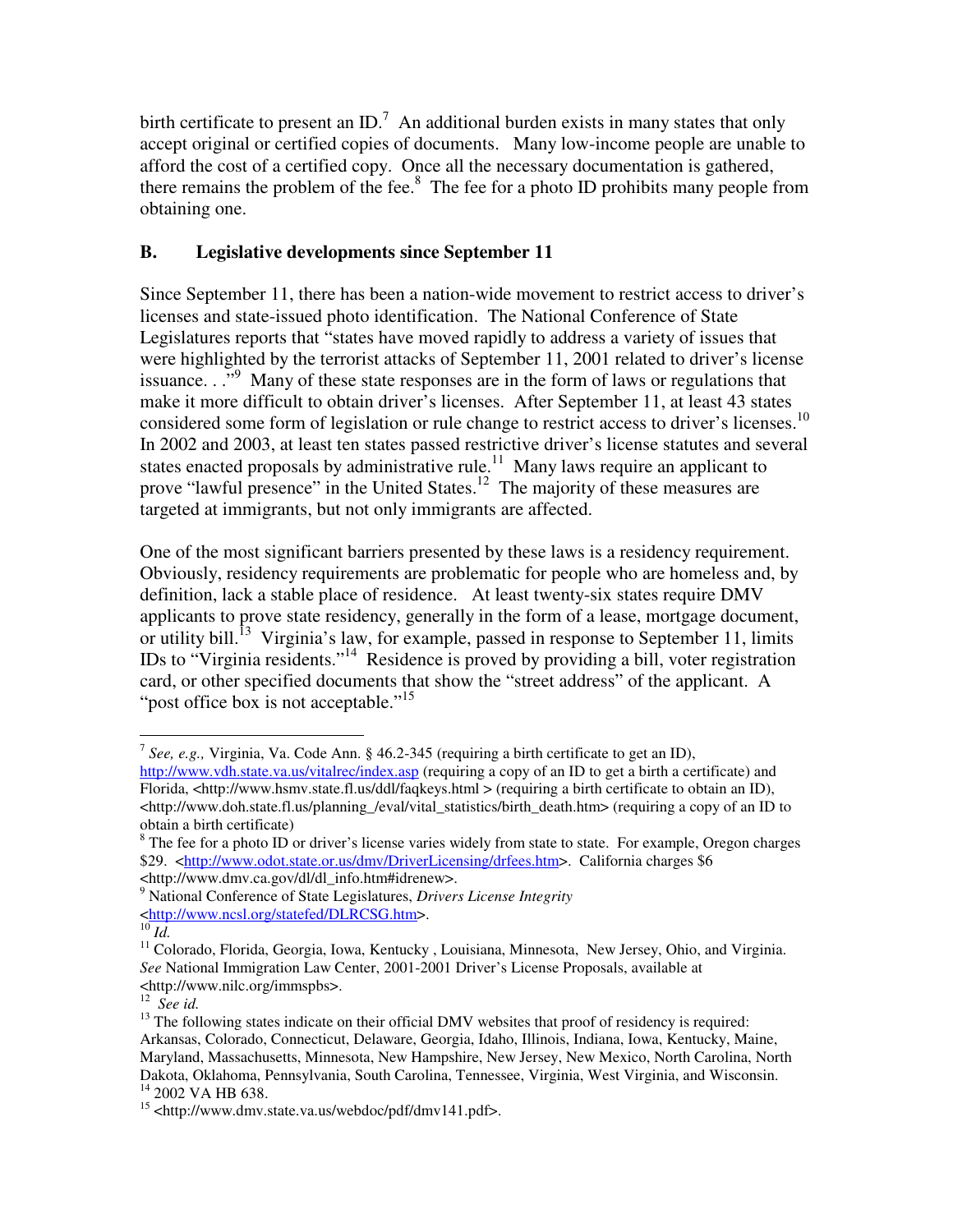birth certificate to present an ID.[7] An additional burden exists in many states that only accept original or certified copies of documents. Many low-income people are unable to afford the cost of a certified copy. Once all the necessary documentation is gathered, there remains the problem of the fee.[8] The fee for a photo ID prohibits many people from obtaining one.

## B. Legislative developments since September 11

Since September 11, there has been a nation-wide movement to restrict access to driver's licenses and state-issued photo identification. The National Conference of State Legislatures reports that "states have moved rapidly to address a variety of issues that were highlighted by the terrorist attacks of September 11, 2001 related to driver's license issuance. . ."[9] Many of these state responses are in the form of laws or regulations that make it more difficult to obtain driver's licenses. After September 11, at least 43 states considered some form of legislation or rule change to restrict access to driver's licenses.[10] In 2002 and 2003, at least ten states passed restrictive driver's license statutes and several states enacted proposals by administrative rule.[11] Many laws require an applicant to prove "lawful presence" in the United States.[12] The majority of these measures are targeted at immigrants, but not only immigrants are affected.

One of the most significant barriers presented by these laws is a residency requirement. Obviously, residency requirements are problematic for people who are homeless and, by definition, lack a stable place of residence. At least twenty-six states require DMV applicants to prove state residency, generally in the form of a lease, mortgage document, or utility bill.[13] Virginia's law, for example, passed in response to September 11, limits IDs to "Virginia residents."[14] Residence is proved by providing a bill, voter registration card, or other specified documents that show the "street address" of the applicant. A "post office box is not acceptable."[15]

---

[7] *See, e.g.,* Virginia, Va. Code Ann. § 46.2-345 (requiring a birth certificate to get an ID), http://www.vdh.state.va.us/vitalrec/index.asp (requiring a copy of an ID to get a birth a certificate) and Florida, <http://www.hsmv.state.fl.us/ddl/faqkeys.html > (requiring a birth certificate to obtain an ID), <http://www.doh.state.fl.us/planning_/eval/vital_statistics/birth_death.htm> (requiring a copy of an ID to obtain a birth certificate)

[8] The fee for a photo ID or driver's license varies widely from state to state. For example, Oregon charges $29. <http://www.odot.state.or.us/dmv/DriverLicensing/drfees.htm>. California charges $6 <http://www.dmv.ca.gov/dl/dl_info.htm#idrenew>.

[9] National Conference of State Legislatures, *Drivers License Integrity* <http://www.ncsl.org/statefed/DLRCSG.htm>.

[10] *Id.*

[11] Colorado, Florida, Georgia, Iowa, Kentucky , Louisiana, Minnesota, New Jersey, Ohio, and Virginia. *See* National Immigration Law Center, 2001-2001 Driver's License Proposals, available at <http://www.nilc.org/immspbs>.

[12] *See id.*

[13] The following states indicate on their official DMV websites that proof of residency is required: Arkansas, Colorado, Connecticut, Delaware, Georgia, Idaho, Illinois, Indiana, Iowa, Kentucky, Maine, Maryland, Massachusetts, Minnesota, New Hampshire, New Jersey, New Mexico, North Carolina, North Dakota, Oklahoma, Pennsylvania, South Carolina, Tennessee, Virginia, West Virginia, and Wisconsin.

[14] 2002 VA HB 638.

[15] <http://www.dmv.state.va.us/webdoc/pdf/dmv141.pdf>.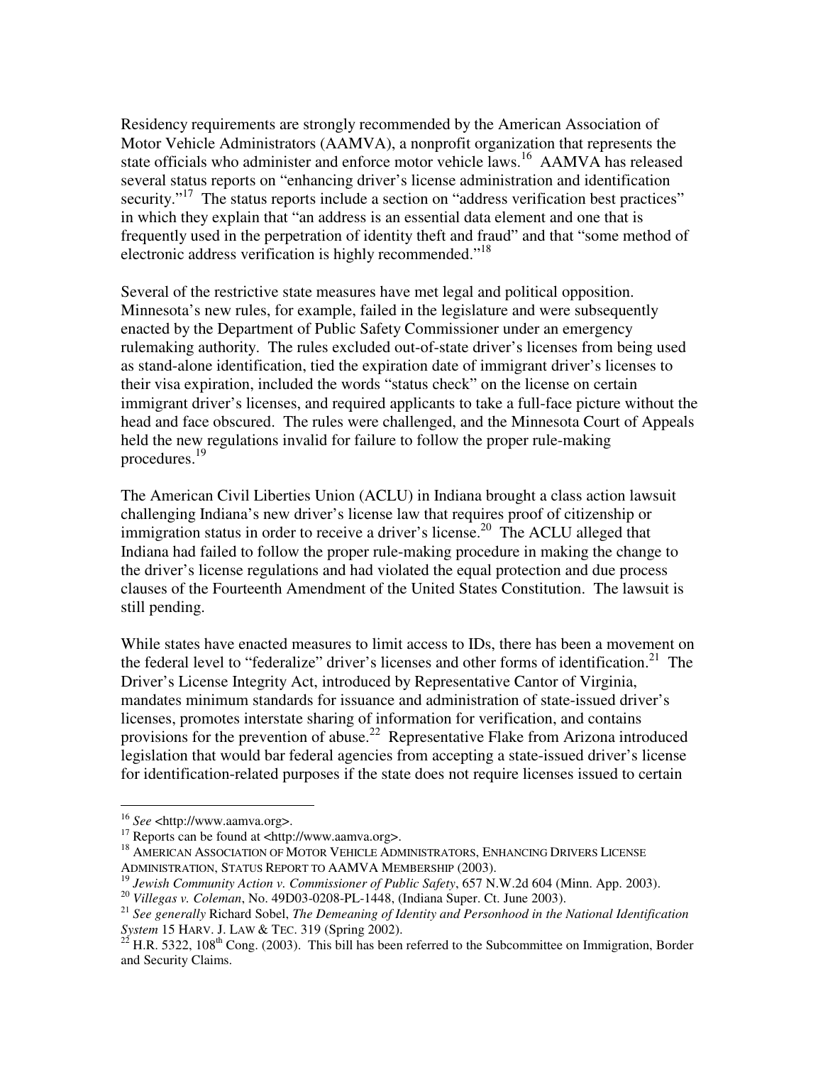Residency requirements are strongly recommended by the American Association of Motor Vehicle Administrators (AAMVA), a nonprofit organization that represents the state officials who administer and enforce motor vehicle laws.[16] AAMVA has released several status reports on "enhancing driver's license administration and identification security."[17] The status reports include a section on "address verification best practices" in which they explain that "an address is an essential data element and one that is frequently used in the perpetration of identity theft and fraud" and that "some method of electronic address verification is highly recommended."[18]

Several of the restrictive state measures have met legal and political opposition. Minnesota's new rules, for example, failed in the legislature and were subsequently enacted by the Department of Public Safety Commissioner under an emergency rulemaking authority. The rules excluded out-of-state driver's licenses from being used as stand-alone identification, tied the expiration date of immigrant driver's licenses to their visa expiration, included the words "status check" on the license on certain immigrant driver's licenses, and required applicants to take a full-face picture without the head and face obscured. The rules were challenged, and the Minnesota Court of Appeals held the new regulations invalid for failure to follow the proper rule-making procedures.[19]

The American Civil Liberties Union (ACLU) in Indiana brought a class action lawsuit challenging Indiana's new driver's license law that requires proof of citizenship or immigration status in order to receive a driver's license.[20] The ACLU alleged that Indiana had failed to follow the proper rule-making procedure in making the change to the driver's license regulations and had violated the equal protection and due process clauses of the Fourteenth Amendment of the United States Constitution. The lawsuit is still pending.

While states have enacted measures to limit access to IDs, there has been a movement on the federal level to "federalize" driver's licenses and other forms of identification.[21] The Driver's License Integrity Act, introduced by Representative Cantor of Virginia, mandates minimum standards for issuance and administration of state-issued driver's licenses, promotes interstate sharing of information for verification, and contains provisions for the prevention of abuse.[22] Representative Flake from Arizona introduced legislation that would bar federal agencies from accepting a state-issued driver's license for identification-related purposes if the state does not require licenses issued to certain

---

[16] *See* <http://www.aamva.org>.

[17] Reports can be found at <http://www.aamva.org>.

[18] AMERICAN ASSOCIATION OF MOTOR VEHICLE ADMINISTRATORS, ENHANCING DRIVERS LICENSE ADMINISTRATION, STATUS REPORT TO AAMVA MEMBERSHIP (2003).

[19] *Jewish Community Action v. Commissioner of Public Safety*, 657 N.W.2d 604 (Minn. App. 2003).

[20] *Villegas v. Coleman*, No. 49D03-0208-PL-1448, (Indiana Super. Ct. June 2003).

[21] *See generally* Richard Sobel, *The Demeaning of Identity and Personhood in the National Identification System* 15 HARV. J. LAW & TEC. 319 (Spring 2002).

[22] H.R. 5322, 108th Cong. (2003). This bill has been referred to the Subcommittee on Immigration, Border and Security Claims.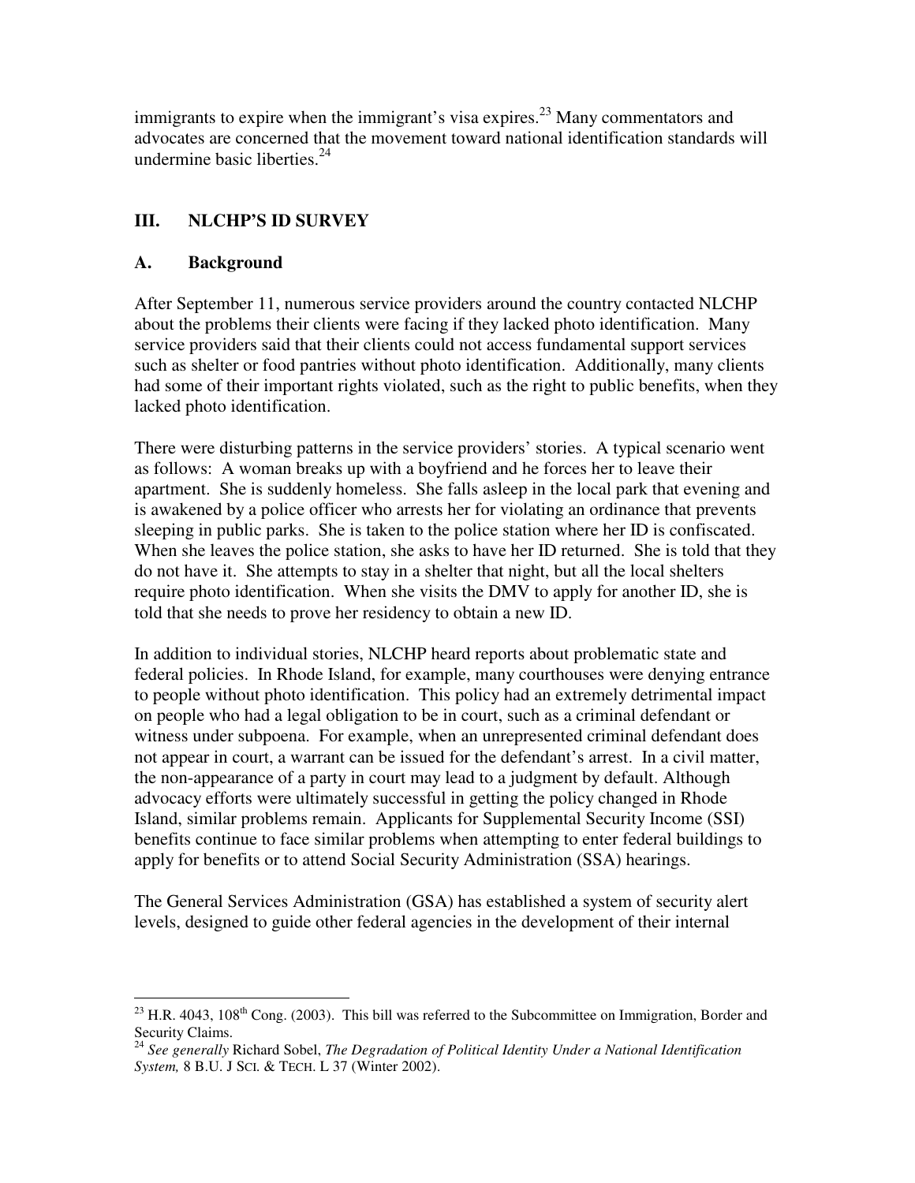immigrants to expire when the immigrant's visa expires.[23] Many commentators and advocates are concerned that the movement toward national identification standards will undermine basic liberties.[24]

## III. NLCHP'S ID SURVEY

### A. Background

After September 11, numerous service providers around the country contacted NLCHP about the problems their clients were facing if they lacked photo identification. Many service providers said that their clients could not access fundamental support services such as shelter or food pantries without photo identification. Additionally, many clients had some of their important rights violated, such as the right to public benefits, when they lacked photo identification.

There were disturbing patterns in the service providers' stories. A typical scenario went as follows: A woman breaks up with a boyfriend and he forces her to leave their apartment. She is suddenly homeless. She falls asleep in the local park that evening and is awakened by a police officer who arrests her for violating an ordinance that prevents sleeping in public parks. She is taken to the police station where her ID is confiscated. When she leaves the police station, she asks to have her ID returned. She is told that they do not have it. She attempts to stay in a shelter that night, but all the local shelters require photo identification. When she visits the DMV to apply for another ID, she is told that she needs to prove her residency to obtain a new ID.

In addition to individual stories, NLCHP heard reports about problematic state and federal policies. In Rhode Island, for example, many courthouses were denying entrance to people without photo identification. This policy had an extremely detrimental impact on people who had a legal obligation to be in court, such as a criminal defendant or witness under subpoena. For example, when an unrepresented criminal defendant does not appear in court, a warrant can be issued for the defendant's arrest. In a civil matter, the non-appearance of a party in court may lead to a judgment by default. Although advocacy efforts were ultimately successful in getting the policy changed in Rhode Island, similar problems remain. Applicants for Supplemental Security Income (SSI) benefits continue to face similar problems when attempting to enter federal buildings to apply for benefits or to attend Social Security Administration (SSA) hearings.

The General Services Administration (GSA) has established a system of security alert levels, designed to guide other federal agencies in the development of their internal

---

[23] H.R. 4043, 108th Cong. (2003). This bill was referred to the Subcommittee on Immigration, Border and Security Claims.

[24] *See generally* Richard Sobel, *The Degradation of Political Identity Under a National Identification System,* 8 B.U. J SCI. & TECH. L 37 (Winter 2002).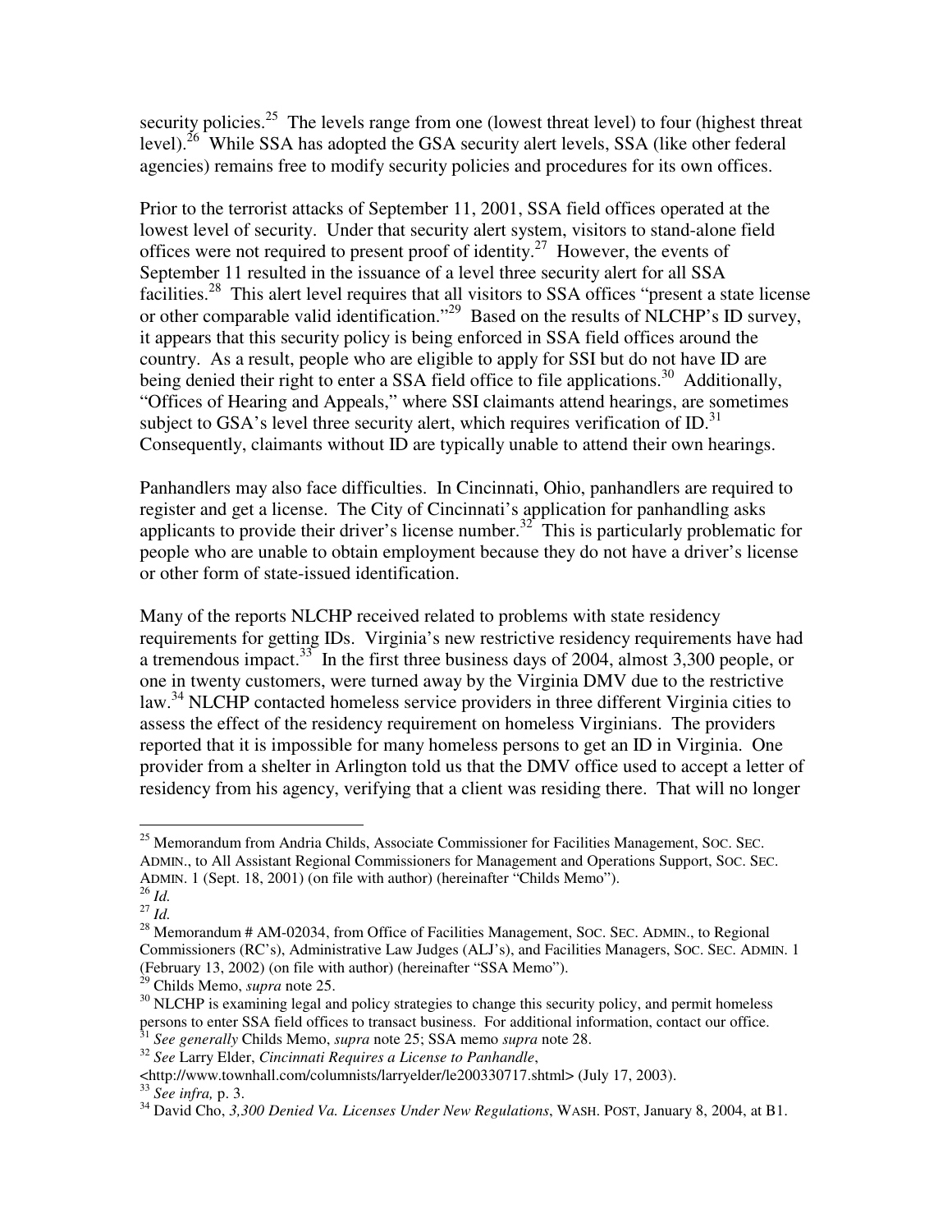security policies.[25] The levels range from one (lowest threat level) to four (highest threat level).[26] While SSA has adopted the GSA security alert levels, SSA (like other federal agencies) remains free to modify security policies and procedures for its own offices.

Prior to the terrorist attacks of September 11, 2001, SSA field offices operated at the lowest level of security. Under that security alert system, visitors to stand-alone field offices were not required to present proof of identity.[27] However, the events of September 11 resulted in the issuance of a level three security alert for all SSA facilities.[28] This alert level requires that all visitors to SSA offices "present a state license or other comparable valid identification."[29] Based on the results of NLCHP's ID survey, it appears that this security policy is being enforced in SSA field offices around the country. As a result, people who are eligible to apply for SSI but do not have ID are being denied their right to enter a SSA field office to file applications.[30] Additionally, "Offices of Hearing and Appeals," where SSI claimants attend hearings, are sometimes subject to GSA's level three security alert, which requires verification of ID.[31] Consequently, claimants without ID are typically unable to attend their own hearings.

Panhandlers may also face difficulties. In Cincinnati, Ohio, panhandlers are required to register and get a license. The City of Cincinnati's application for panhandling asks applicants to provide their driver's license number.[32] This is particularly problematic for people who are unable to obtain employment because they do not have a driver's license or other form of state-issued identification.

Many of the reports NLCHP received related to problems with state residency requirements for getting IDs. Virginia's new restrictive residency requirements have had a tremendous impact.[33] In the first three business days of 2004, almost 3,300 people, or one in twenty customers, were turned away by the Virginia DMV due to the restrictive law.[34] NLCHP contacted homeless service providers in three different Virginia cities to assess the effect of the residency requirement on homeless Virginians. The providers reported that it is impossible for many homeless persons to get an ID in Virginia. One provider from a shelter in Arlington told us that the DMV office used to accept a letter of residency from his agency, verifying that a client was residing there. That will no longer

---

[25] Memorandum from Andria Childs, Associate Commissioner for Facilities Management, SOC. SEC. ADMIN., to All Assistant Regional Commissioners for Management and Operations Support, SOC. SEC. ADMIN. 1 (Sept. 18, 2001) (on file with author) (hereinafter "Childs Memo").

[26] *Id.*

[27] *Id.*

[28] Memorandum # AM-02034, from Office of Facilities Management, SOC. SEC. ADMIN., to Regional Commissioners (RC's), Administrative Law Judges (ALJ's), and Facilities Managers, SOC. SEC. ADMIN. 1 (February 13, 2002) (on file with author) (hereinafter "SSA Memo").

[29] Childs Memo, *supra* note 25.

[30] NLCHP is examining legal and policy strategies to change this security policy, and permit homeless persons to enter SSA field offices to transact business. For additional information, contact our office.

[31] *See generally* Childs Memo, *supra* note 25; SSA memo *supra* note 28.

[32] *See* Larry Elder, *Cincinnati Requires a License to Panhandle*, <http://www.townhall.com/columnists/larryelder/le200330717.shtml> (July 17, 2003).

[33] *See infra,* p. 3.

[34] David Cho, *3,300 Denied Va. Licenses Under New Regulations*, WASH. POST, January 8, 2004, at B1.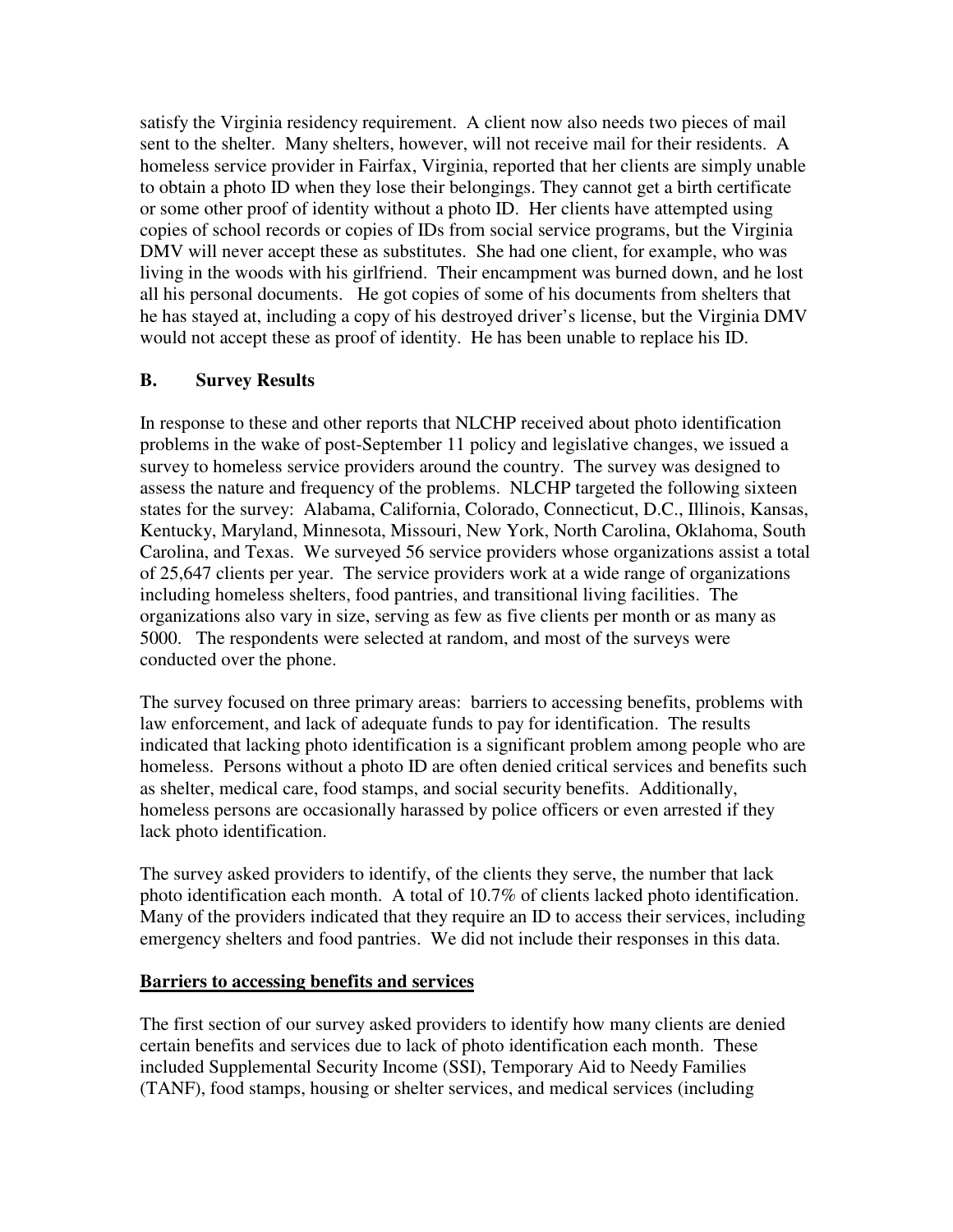satisfy the Virginia residency requirement. A client now also needs two pieces of mail sent to the shelter. Many shelters, however, will not receive mail for their residents. A homeless service provider in Fairfax, Virginia, reported that her clients are simply unable to obtain a photo ID when they lose their belongings. They cannot get a birth certificate or some other proof of identity without a photo ID. Her clients have attempted using copies of school records or copies of IDs from social service programs, but the Virginia DMV will never accept these as substitutes. She had one client, for example, who was living in the woods with his girlfriend. Their encampment was burned down, and he lost all his personal documents. He got copies of some of his documents from shelters that he has stayed at, including a copy of his destroyed driver's license, but the Virginia DMV would not accept these as proof of identity. He has been unable to replace his ID.

## B. Survey Results

In response to these and other reports that NLCHP received about photo identification problems in the wake of post-September 11 policy and legislative changes, we issued a survey to homeless service providers around the country. The survey was designed to assess the nature and frequency of the problems. NLCHP targeted the following sixteen states for the survey: Alabama, California, Colorado, Connecticut, D.C., Illinois, Kansas, Kentucky, Maryland, Minnesota, Missouri, New York, North Carolina, Oklahoma, South Carolina, and Texas. We surveyed 56 service providers whose organizations assist a total of 25,647 clients per year. The service providers work at a wide range of organizations including homeless shelters, food pantries, and transitional living facilities. The organizations also vary in size, serving as few as five clients per month or as many as 5000. The respondents were selected at random, and most of the surveys were conducted over the phone.

The survey focused on three primary areas: barriers to accessing benefits, problems with law enforcement, and lack of adequate funds to pay for identification. The results indicated that lacking photo identification is a significant problem among people who are homeless. Persons without a photo ID are often denied critical services and benefits such as shelter, medical care, food stamps, and social security benefits. Additionally, homeless persons are occasionally harassed by police officers or even arrested if they lack photo identification.

The survey asked providers to identify, of the clients they serve, the number that lack photo identification each month. A total of 10.7% of clients lacked photo identification. Many of the providers indicated that they require an ID to access their services, including emergency shelters and food pantries. We did not include their responses in this data.

### Barriers to accessing benefits and services

The first section of our survey asked providers to identify how many clients are denied certain benefits and services due to lack of photo identification each month. These included Supplemental Security Income (SSI), Temporary Aid to Needy Families (TANF), food stamps, housing or shelter services, and medical services (including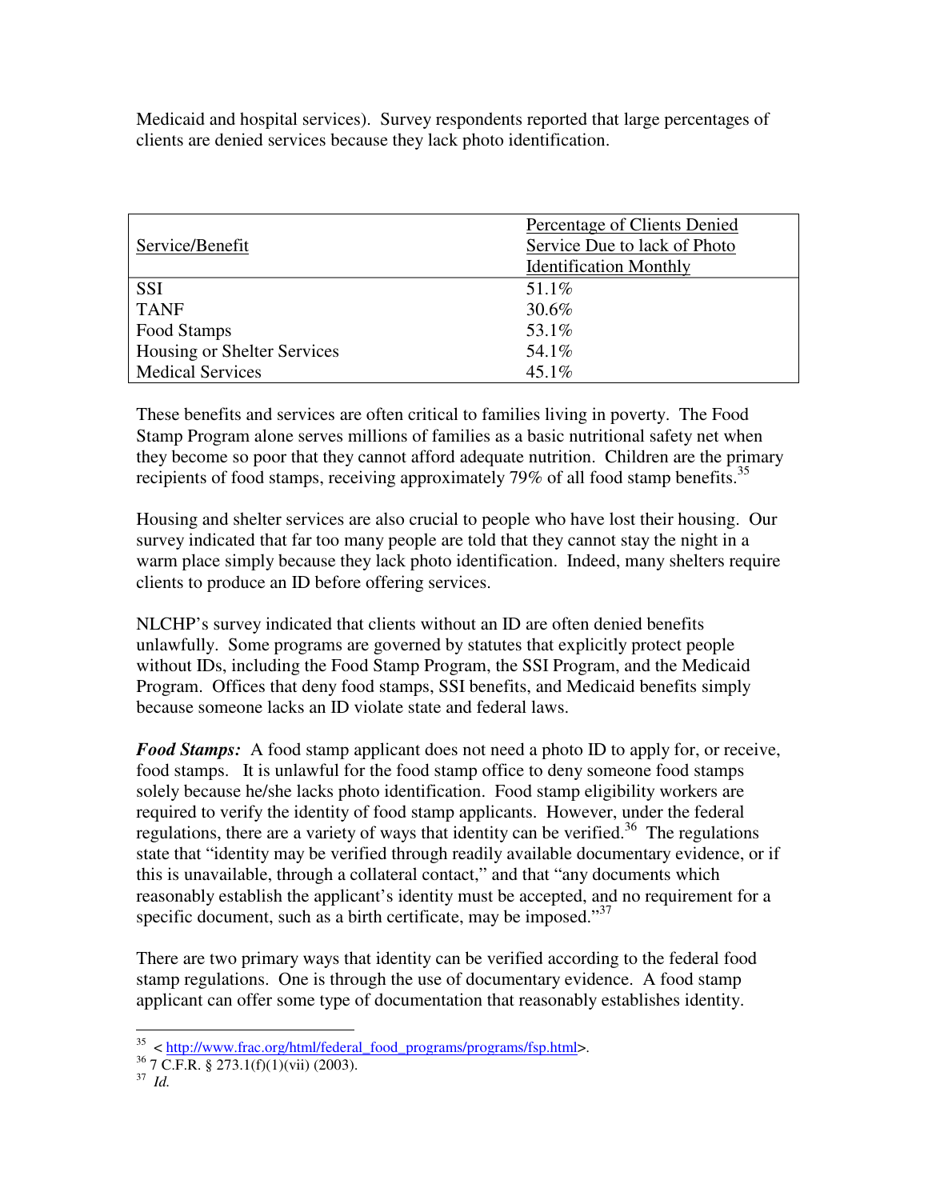Medicaid and hospital services). Survey respondents reported that large percentages of clients are denied services because they lack photo identification.

| Service/Benefit | Percentage of Clients Denied Service Due to lack of Photo Identification Monthly |
|---|---|
| SSI | 51.1% |
| TANF | 30.6% |
| Food Stamps | 53.1% |
| Housing or Shelter Services | 54.1% |
| Medical Services | 45.1% |

These benefits and services are often critical to families living in poverty. The Food Stamp Program alone serves millions of families as a basic nutritional safety net when they become so poor that they cannot afford adequate nutrition. Children are the primary recipients of food stamps, receiving approximately 79% of all food stamp benefits.[35]

Housing and shelter services are also crucial to people who have lost their housing. Our survey indicated that far too many people are told that they cannot stay the night in a warm place simply because they lack photo identification. Indeed, many shelters require clients to produce an ID before offering services.

NLCHP's survey indicated that clients without an ID are often denied benefits unlawfully. Some programs are governed by statutes that explicitly protect people without IDs, including the Food Stamp Program, the SSI Program, and the Medicaid Program. Offices that deny food stamps, SSI benefits, and Medicaid benefits simply because someone lacks an ID violate state and federal laws.

***Food Stamps:*** A food stamp applicant does not need a photo ID to apply for, or receive, food stamps. It is unlawful for the food stamp office to deny someone food stamps solely because he/she lacks photo identification. Food stamp eligibility workers are required to verify the identity of food stamp applicants. However, under the federal regulations, there are a variety of ways that identity can be verified.[36] The regulations state that "identity may be verified through readily available documentary evidence, or if this is unavailable, through a collateral contact," and that "any documents which reasonably establish the applicant's identity must be accepted, and no requirement for a specific document, such as a birth certificate, may be imposed."[37]

There are two primary ways that identity can be verified according to the federal food stamp regulations. One is through the use of documentary evidence. A food stamp applicant can offer some type of documentation that reasonably establishes identity.

---

[35] < http://www.frac.org/html/federal_food_programs/programs/fsp.html>.

[36] 7 C.F.R. § 273.1(f)(1)(vii) (2003).

[37] *Id.*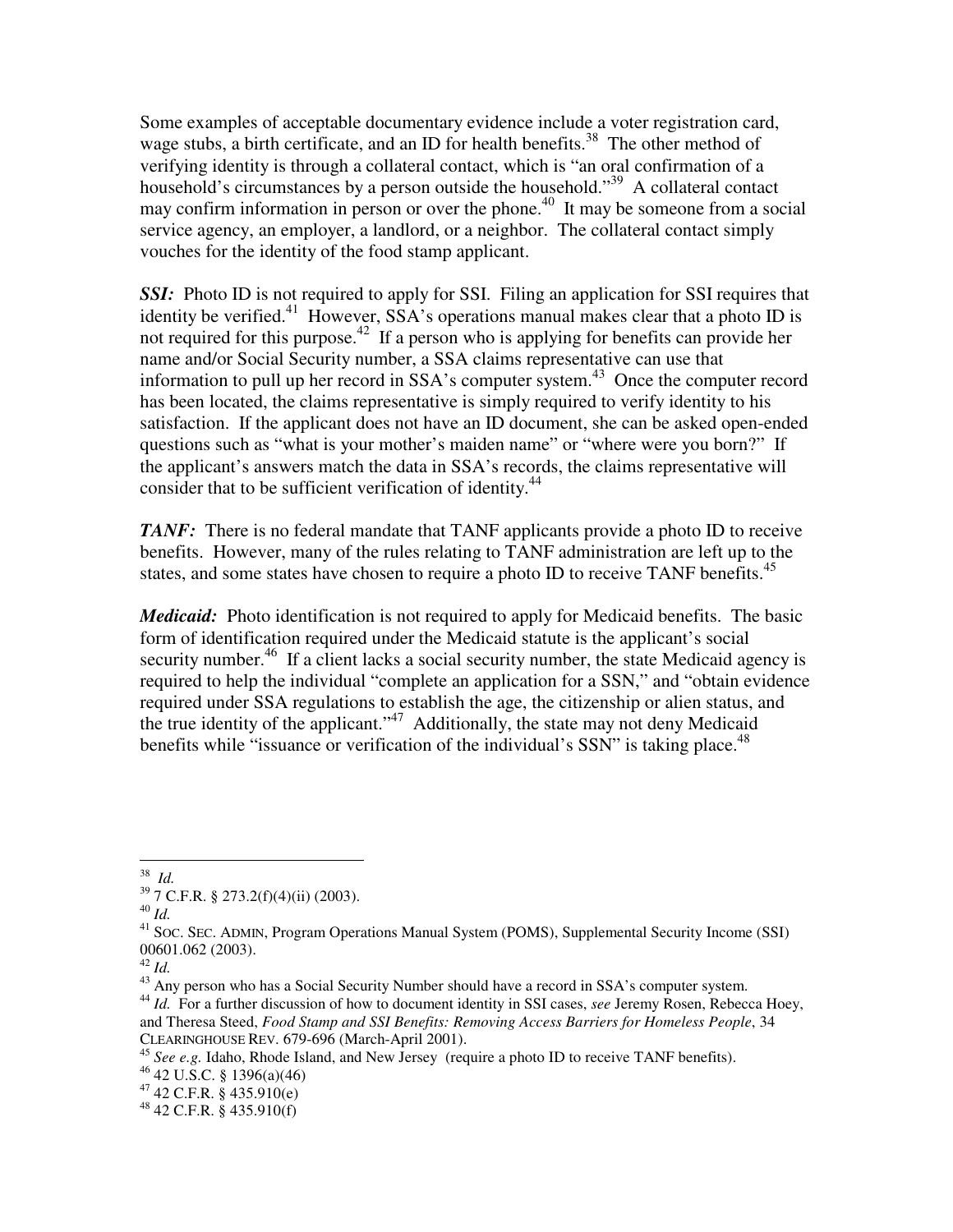Some examples of acceptable documentary evidence include a voter registration card, wage stubs, a birth certificate, and an ID for health benefits.[38] The other method of verifying identity is through a collateral contact, which is "an oral confirmation of a household's circumstances by a person outside the household."[39] A collateral contact may confirm information in person or over the phone.[40] It may be someone from a social service agency, an employer, a landlord, or a neighbor. The collateral contact simply vouches for the identity of the food stamp applicant.

***SSI:*** Photo ID is not required to apply for SSI. Filing an application for SSI requires that identity be verified.[41] However, SSA's operations manual makes clear that a photo ID is not required for this purpose.[42] If a person who is applying for benefits can provide her name and/or Social Security number, a SSA claims representative can use that information to pull up her record in SSA's computer system.[43] Once the computer record has been located, the claims representative is simply required to verify identity to his satisfaction. If the applicant does not have an ID document, she can be asked open-ended questions such as "what is your mother's maiden name" or "where were you born?" If the applicant's answers match the data in SSA's records, the claims representative will consider that to be sufficient verification of identity.[44]

***TANF:*** There is no federal mandate that TANF applicants provide a photo ID to receive benefits. However, many of the rules relating to TANF administration are left up to the states, and some states have chosen to require a photo ID to receive TANF benefits.[45]

***Medicaid:*** Photo identification is not required to apply for Medicaid benefits. The basic form of identification required under the Medicaid statute is the applicant's social security number.[46] If a client lacks a social security number, the state Medicaid agency is required to help the individual "complete an application for a SSN," and "obtain evidence required under SSA regulations to establish the age, the citizenship or alien status, and the true identity of the applicant."[47] Additionally, the state may not deny Medicaid benefits while "issuance or verification of the individual's SSN" is taking place.[48]

---

[38] *Id.*

[39] 7 C.F.R. § 273.2(f)(4)(ii) (2003).

[40] *Id.*

[41] SOC. SEC. ADMIN, Program Operations Manual System (POMS), Supplemental Security Income (SSI) 00601.062 (2003).

[42] *Id.*

[43] Any person who has a Social Security Number should have a record in SSA's computer system.

[44] *Id.* For a further discussion of how to document identity in SSI cases, *see* Jeremy Rosen, Rebecca Hoey, and Theresa Steed, *Food Stamp and SSI Benefits: Removing Access Barriers for Homeless People*, 34 CLEARINGHOUSE REV. 679-696 (March-April 2001).

[45] *See e.g.* Idaho, Rhode Island, and New Jersey (require a photo ID to receive TANF benefits).

[46] 42 U.S.C. § 1396(a)(46)

[47] 42 C.F.R. § 435.910(e)

[48] 42 C.F.R. § 435.910(f)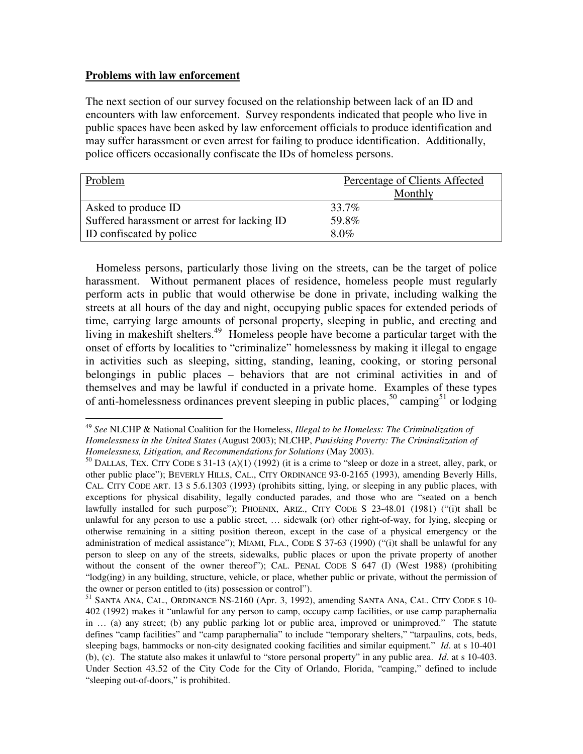**Problems with law enforcement**

The next section of our survey focused on the relationship between lack of an ID and encounters with law enforcement. Survey respondents indicated that people who live in public spaces have been asked by law enforcement officials to produce identification and may suffer harassment or even arrest for failing to produce identification. Additionally, police officers occasionally confiscate the IDs of homeless persons.

| Problem | Percentage of Clients Affected Monthly |
|---|---|
| Asked to produce ID | 33.7% |
| Suffered harassment or arrest for lacking ID | 59.8% |
| ID confiscated by police | 8.0% |

Homeless persons, particularly those living on the streets, can be the target of police harassment. Without permanent places of residence, homeless people must regularly perform acts in public that would otherwise be done in private, including walking the streets at all hours of the day and night, occupying public spaces for extended periods of time, carrying large amounts of personal property, sleeping in public, and erecting and living in makeshift shelters.[49] Homeless people have become a particular target with the onset of efforts by localities to "criminalize" homelessness by making it illegal to engage in activities such as sleeping, sitting, standing, leaning, cooking, or storing personal belongings in public places – behaviors that are not criminal activities in and of themselves and may be lawful if conducted in a private home. Examples of these types of anti-homelessness ordinances prevent sleeping in public places,[50] camping[51] or lodging

---

[49] *See* NLCHP & National Coalition for the Homeless, *Illegal to be Homeless: The Criminalization of Homelessness in the United States* (August 2003); NLCHP, *Punishing Poverty: The Criminalization of Homelessness, Litigation, and Recommendations for Solutions* (May 2003).

[50] DALLAS, TEX. CITY CODE S 31-13 (A)(1) (1992) (it is a crime to "sleep or doze in a street, alley, park, or other public place"); BEVERLY HILLS, CAL., CITY ORDINANCE 93-0-2165 (1993), amending Beverly Hills, CAL. CITY CODE ART. 13 S 5.6.1303 (1993) (prohibits sitting, lying, or sleeping in any public places, with exceptions for physical disability, legally conducted parades, and those who are "seated on a bench lawfully installed for such purpose"); PHOENIX, ARIZ., CITY CODE S 23-48.01 (1981) ("(i)t shall be unlawful for any person to use a public street, … sidewalk (or) other right-of-way, for lying, sleeping or otherwise remaining in a sitting position thereon, except in the case of a physical emergency or the administration of medical assistance"); MIAMI, FLA., CODE S 37-63 (1990) ("(i)t shall be unlawful for any person to sleep on any of the streets, sidewalks, public places or upon the private property of another without the consent of the owner thereof"); CAL. PENAL CODE S 647 (I) (West 1988) (prohibiting "lodg(ing) in any building, structure, vehicle, or place, whether public or private, without the permission of the owner or person entitled to (its) possession or control").

[51] SANTA ANA, CAL., ORDINANCE NS-2160 (Apr. 3, 1992), amending SANTA ANA, CAL. CITY CODE S 10-402 (1992) makes it "unlawful for any person to camp, occupy camp facilities, or use camp paraphernalia in … (a) any street; (b) any public parking lot or public area, improved or unimproved." The statute defines "camp facilities" and "camp paraphernalia" to include "temporary shelters," "tarpaulins, cots, beds, sleeping bags, hammocks or non-city designated cooking facilities and similar equipment." *Id*. at s 10-401 (b), (c). The statute also makes it unlawful to "store personal property" in any public area. *Id*. at s 10-403. Under Section 43.52 of the City Code for the City of Orlando, Florida, "camping," defined to include "sleeping out-of-doors," is prohibited.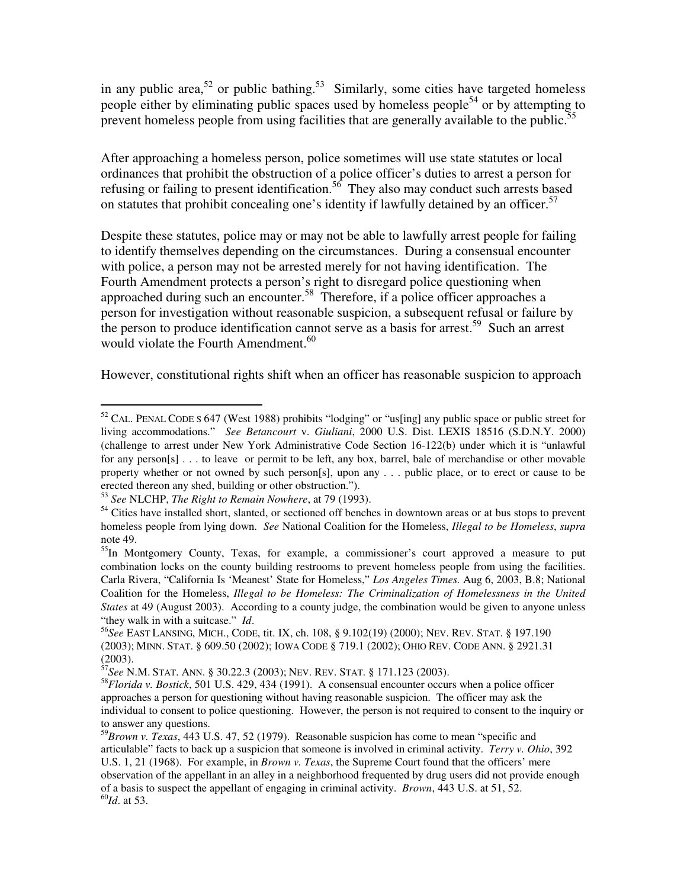in any public area,[52] or public bathing.[53] Similarly, some cities have targeted homeless people either by eliminating public spaces used by homeless people[54] or by attempting to prevent homeless people from using facilities that are generally available to the public.[55]

After approaching a homeless person, police sometimes will use state statutes or local ordinances that prohibit the obstruction of a police officer's duties to arrest a person for refusing or failing to present identification.[56] They also may conduct such arrests based on statutes that prohibit concealing one's identity if lawfully detained by an officer.[57]

Despite these statutes, police may or may not be able to lawfully arrest people for failing to identify themselves depending on the circumstances. During a consensual encounter with police, a person may not be arrested merely for not having identification. The Fourth Amendment protects a person's right to disregard police questioning when approached during such an encounter.[58] Therefore, if a police officer approaches a person for investigation without reasonable suspicion, a subsequent refusal or failure by the person to produce identification cannot serve as a basis for arrest.[59] Such an arrest would violate the Fourth Amendment.[60]

However, constitutional rights shift when an officer has reasonable suspicion to approach

---

[52] CAL. PENAL CODE S 647 (West 1988) prohibits "lodging" or "us[ing] any public space or public street for living accommodations." *See Betancourt* v. *Giuliani*, 2000 U.S. Dist. LEXIS 18516 (S.D.N.Y. 2000) (challenge to arrest under New York Administrative Code Section 16-122(b) under which it is "unlawful for any person[s] . . . to leave or permit to be left, any box, barrel, bale of merchandise or other movable property whether or not owned by such person[s], upon any . . . public place, or to erect or cause to be erected thereon any shed, building or other obstruction.").

[53] *See* NLCHP, *The Right to Remain Nowhere*, at 79 (1993).

[54] Cities have installed short, slanted, or sectioned off benches in downtown areas or at bus stops to prevent homeless people from lying down. *See* National Coalition for the Homeless, *Illegal to be Homeless*, *supra* note 49.

[55] In Montgomery County, Texas, for example, a commissioner's court approved a measure to put combination locks on the county building restrooms to prevent homeless people from using the facilities. Carla Rivera, "California Is 'Meanest' State for Homeless," *Los Angeles Times.* Aug 6, 2003, B.8; National Coalition for the Homeless, *Illegal to be Homeless: The Criminalization of Homelessness in the United States* at 49 (August 2003). According to a county judge, the combination would be given to anyone unless "they walk in with a suitcase." *Id*.

[56] *See* EAST LANSING, MICH., CODE, tit. IX, ch. 108, § 9.102(19) (2000); NEV. REV. STAT. § 197.190 (2003); MINN. STAT. § 609.50 (2002); IOWA CODE § 719.1 (2002); OHIO REV. CODE ANN. § 2921.31 (2003).

[57] *See* N.M. STAT. ANN. § 30.22.3 (2003); NEV. REV. STAT. § 171.123 (2003).

[58] *Florida v. Bostick*, 501 U.S. 429, 434 (1991). A consensual encounter occurs when a police officer approaches a person for questioning without having reasonable suspicion. The officer may ask the individual to consent to police questioning. However, the person is not required to consent to the inquiry or to answer any questions.

[59] *Brown v. Texas*, 443 U.S. 47, 52 (1979). Reasonable suspicion has come to mean "specific and articulable" facts to back up a suspicion that someone is involved in criminal activity. *Terry v. Ohio*, 392 U.S. 1, 21 (1968). For example, in *Brown v. Texas*, the Supreme Court found that the officers' mere observation of the appellant in an alley in a neighborhood frequented by drug users did not provide enough of a basis to suspect the appellant of engaging in criminal activity. *Brown*, 443 U.S. at 51, 52.

[60] *Id*. at 53.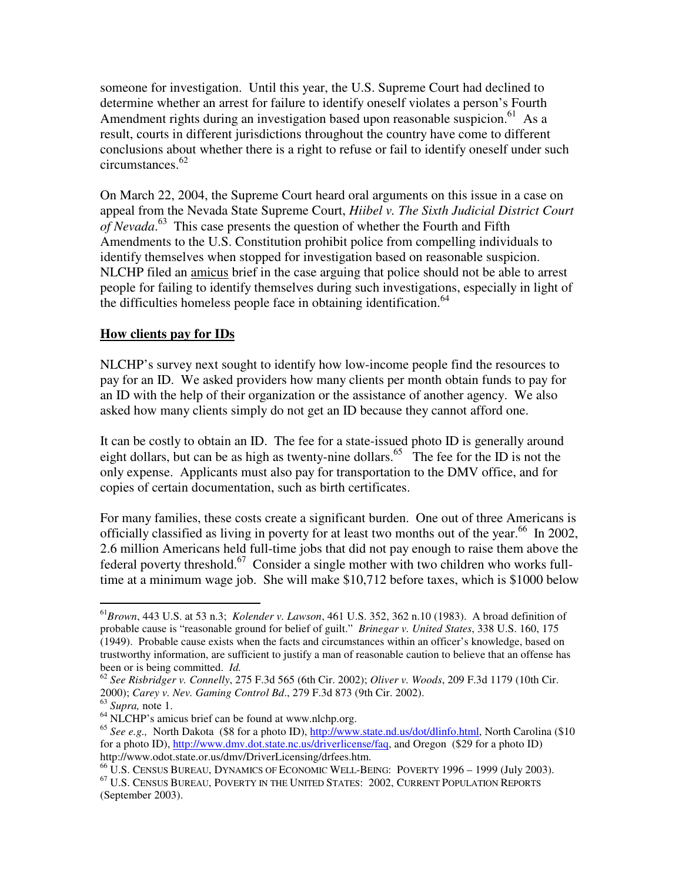someone for investigation. Until this year, the U.S. Supreme Court had declined to determine whether an arrest for failure to identify oneself violates a person's Fourth Amendment rights during an investigation based upon reasonable suspicion.[61] As a result, courts in different jurisdictions throughout the country have come to different conclusions about whether there is a right to refuse or fail to identify oneself under such circumstances.[62]

On March 22, 2004, the Supreme Court heard oral arguments on this issue in a case on appeal from the Nevada State Supreme Court, *Hiibel v. The Sixth Judicial District Court of Nevada*.[63] This case presents the question of whether the Fourth and Fifth Amendments to the U.S. Constitution prohibit police from compelling individuals to identify themselves when stopped for investigation based on reasonable suspicion. NLCHP filed an amicus brief in the case arguing that police should not be able to arrest people for failing to identify themselves during such investigations, especially in light of the difficulties homeless people face in obtaining identification.[64]

**How clients pay for IDs**

NLCHP's survey next sought to identify how low-income people find the resources to pay for an ID. We asked providers how many clients per month obtain funds to pay for an ID with the help of their organization or the assistance of another agency. We also asked how many clients simply do not get an ID because they cannot afford one.

It can be costly to obtain an ID. The fee for a state-issued photo ID is generally around eight dollars, but can be as high as twenty-nine dollars.[65] The fee for the ID is not the only expense. Applicants must also pay for transportation to the DMV office, and for copies of certain documentation, such as birth certificates.

For many families, these costs create a significant burden. One out of three Americans is officially classified as living in poverty for at least two months out of the year.[66] In 2002, 2.6 million Americans held full-time jobs that did not pay enough to raise them above the federal poverty threshold.[67] Consider a single mother with two children who works full-time at a minimum wage job. She will make $10,712 before taxes, which is $1000 below

---

[61] *Brown*, 443 U.S. at 53 n.3; *Kolender v. Lawson*, 461 U.S. 352, 362 n.10 (1983). A broad definition of probable cause is "reasonable ground for belief of guilt." *Brinegar v. United States*, 338 U.S. 160, 175 (1949). Probable cause exists when the facts and circumstances within an officer's knowledge, based on trustworthy information, are sufficient to justify a man of reasonable caution to believe that an offense has been or is being committed. *Id.*

[62] *See Risbridger v. Connelly*, 275 F.3d 565 (6th Cir. 2002); *Oliver v. Woods*, 209 F.3d 1179 (10th Cir. 2000); *Carey v. Nev. Gaming Control Bd*., 279 F.3d 873 (9th Cir. 2002).

[63] *Supra,* note 1.

[64] NLCHP's amicus brief can be found at www.nlchp.org.

[65] *See e.g.,* North Dakota ($8 for a photo ID), http://www.state.nd.us/dot/dlinfo.html, North Carolina ($10 for a photo ID), http://www.dmv.dot.state.nc.us/driverlicense/faq, and Oregon ($29 for a photo ID) http://www.odot.state.or.us/dmv/DriverLicensing/drfees.htm.

[66] U.S. CENSUS BUREAU, DYNAMICS OF ECONOMIC WELL-BEING: POVERTY 1996 – 1999 (July 2003).

[67] U.S. CENSUS BUREAU, POVERTY IN THE UNITED STATES: 2002, CURRENT POPULATION REPORTS (September 2003).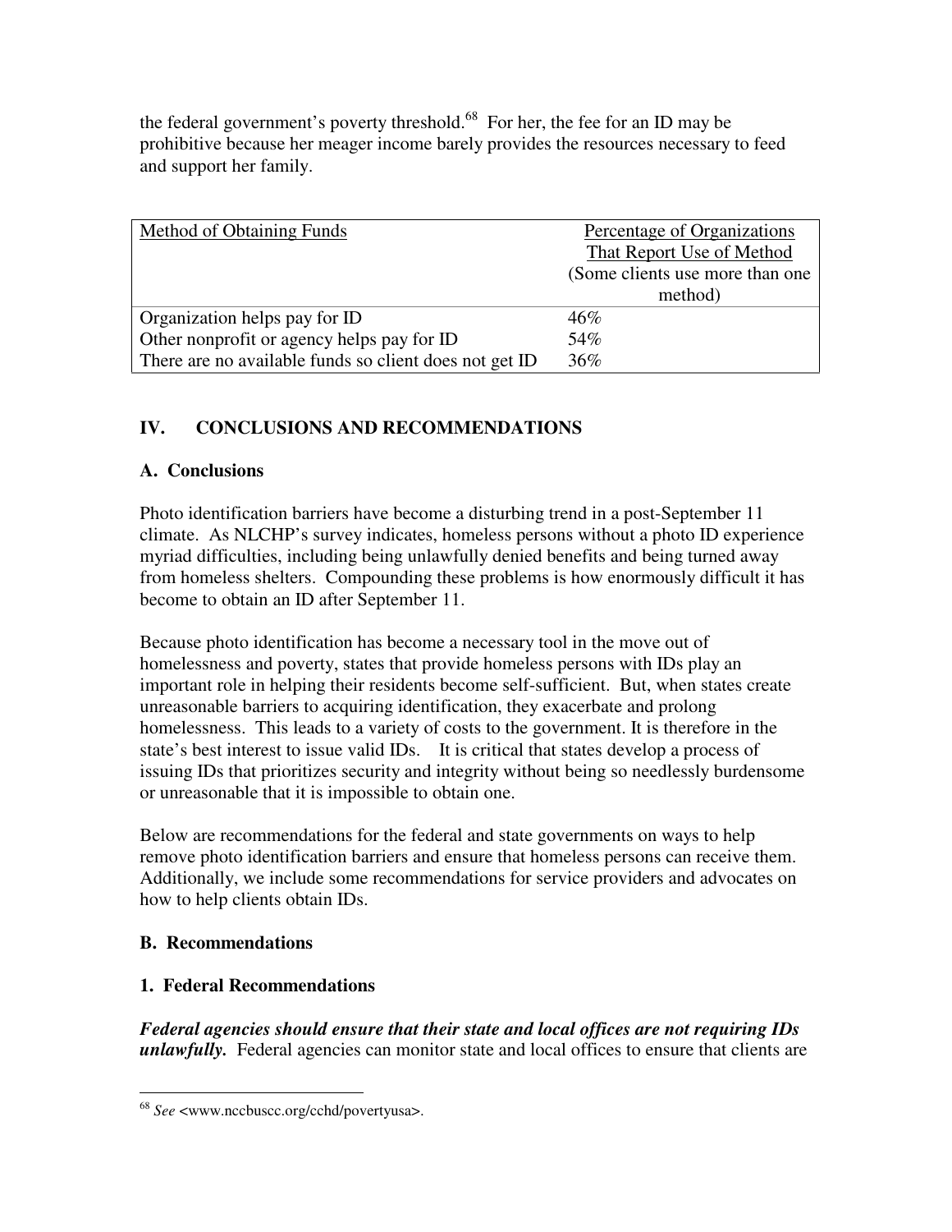the federal government's poverty threshold.[68] For her, the fee for an ID may be prohibitive because her meager income barely provides the resources necessary to feed and support her family.

| Method of Obtaining Funds | Percentage of Organizations That Report Use of Method (Some clients use more than one method) |
|---|---|
| Organization helps pay for ID | 46% |
| Other nonprofit or agency helps pay for ID | 54% |
| There are no available funds so client does not get ID | 36% |

## IV. CONCLUSIONS AND RECOMMENDATIONS

### A. Conclusions

Photo identification barriers have become a disturbing trend in a post-September 11 climate. As NLCHP's survey indicates, homeless persons without a photo ID experience myriad difficulties, including being unlawfully denied benefits and being turned away from homeless shelters. Compounding these problems is how enormously difficult it has become to obtain an ID after September 11.

Because photo identification has become a necessary tool in the move out of homelessness and poverty, states that provide homeless persons with IDs play an important role in helping their residents become self-sufficient. But, when states create unreasonable barriers to acquiring identification, they exacerbate and prolong homelessness. This leads to a variety of costs to the government. It is therefore in the state's best interest to issue valid IDs. It is critical that states develop a process of issuing IDs that prioritizes security and integrity without being so needlessly burdensome or unreasonable that it is impossible to obtain one.

Below are recommendations for the federal and state governments on ways to help remove photo identification barriers and ensure that homeless persons can receive them. Additionally, we include some recommendations for service providers and advocates on how to help clients obtain IDs.

### B. Recommendations

#### 1. Federal Recommendations

***Federal agencies should ensure that their state and local offices are not requiring IDs unlawfully.*** Federal agencies can monitor state and local offices to ensure that clients are

[68] *See* <www.nccbuscc.org/cchd/povertyusa>.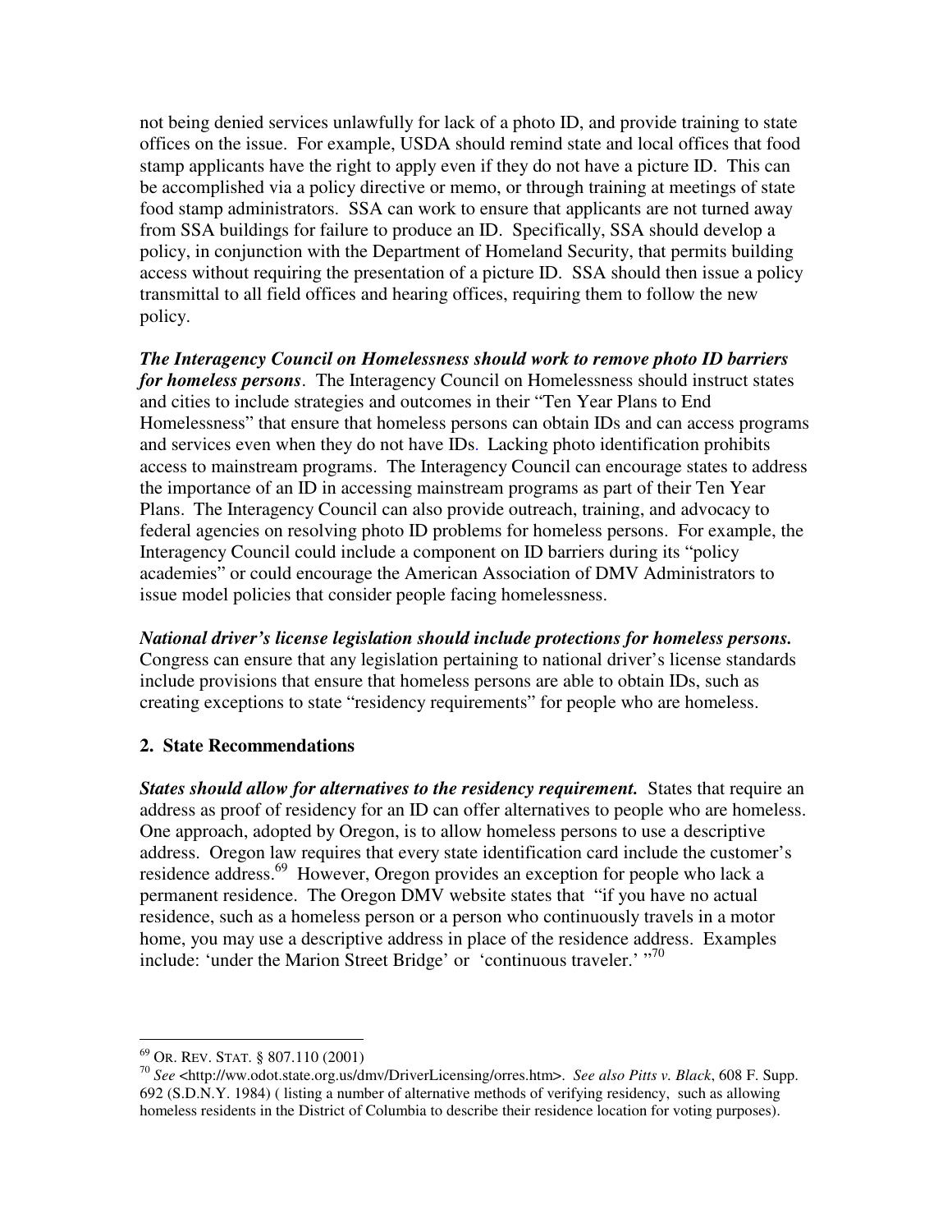not being denied services unlawfully for lack of a photo ID, and provide training to state offices on the issue. For example, USDA should remind state and local offices that food stamp applicants have the right to apply even if they do not have a picture ID. This can be accomplished via a policy directive or memo, or through training at meetings of state food stamp administrators. SSA can work to ensure that applicants are not turned away from SSA buildings for failure to produce an ID. Specifically, SSA should develop a policy, in conjunction with the Department of Homeland Security, that permits building access without requiring the presentation of a picture ID. SSA should then issue a policy transmittal to all field offices and hearing offices, requiring them to follow the new policy.

***The Interagency Council on Homelessness should work to remove photo ID barriers for homeless persons***. The Interagency Council on Homelessness should instruct states and cities to include strategies and outcomes in their "Ten Year Plans to End Homelessness" that ensure that homeless persons can obtain IDs and can access programs and services even when they do not have IDs. Lacking photo identification prohibits access to mainstream programs. The Interagency Council can encourage states to address the importance of an ID in accessing mainstream programs as part of their Ten Year Plans. The Interagency Council can also provide outreach, training, and advocacy to federal agencies on resolving photo ID problems for homeless persons. For example, the Interagency Council could include a component on ID barriers during its "policy academies" or could encourage the American Association of DMV Administrators to issue model policies that consider people facing homelessness.

***National driver's license legislation should include protections for homeless persons.*** Congress can ensure that any legislation pertaining to national driver's license standards include provisions that ensure that homeless persons are able to obtain IDs, such as creating exceptions to state "residency requirements" for people who are homeless.

### 2. State Recommendations

***States should allow for alternatives to the residency requirement.*** States that require an address as proof of residency for an ID can offer alternatives to people who are homeless. One approach, adopted by Oregon, is to allow homeless persons to use a descriptive address. Oregon law requires that every state identification card include the customer's residence address.[69] However, Oregon provides an exception for people who lack a permanent residence. The Oregon DMV website states that "if you have no actual residence, such as a homeless person or a person who continuously travels in a motor home, you may use a descriptive address in place of the residence address. Examples include: 'under the Marion Street Bridge' or 'continuous traveler.' "[70]

---

[69] OR. REV. STAT. § 807.110 (2001)

[70] *See* <http://ww.odot.state.org.us/dmv/DriverLicensing/orres.htm>. *See also Pitts v. Black*, 608 F. Supp. 692 (S.D.N.Y. 1984) ( listing a number of alternative methods of verifying residency, such as allowing homeless residents in the District of Columbia to describe their residence location for voting purposes).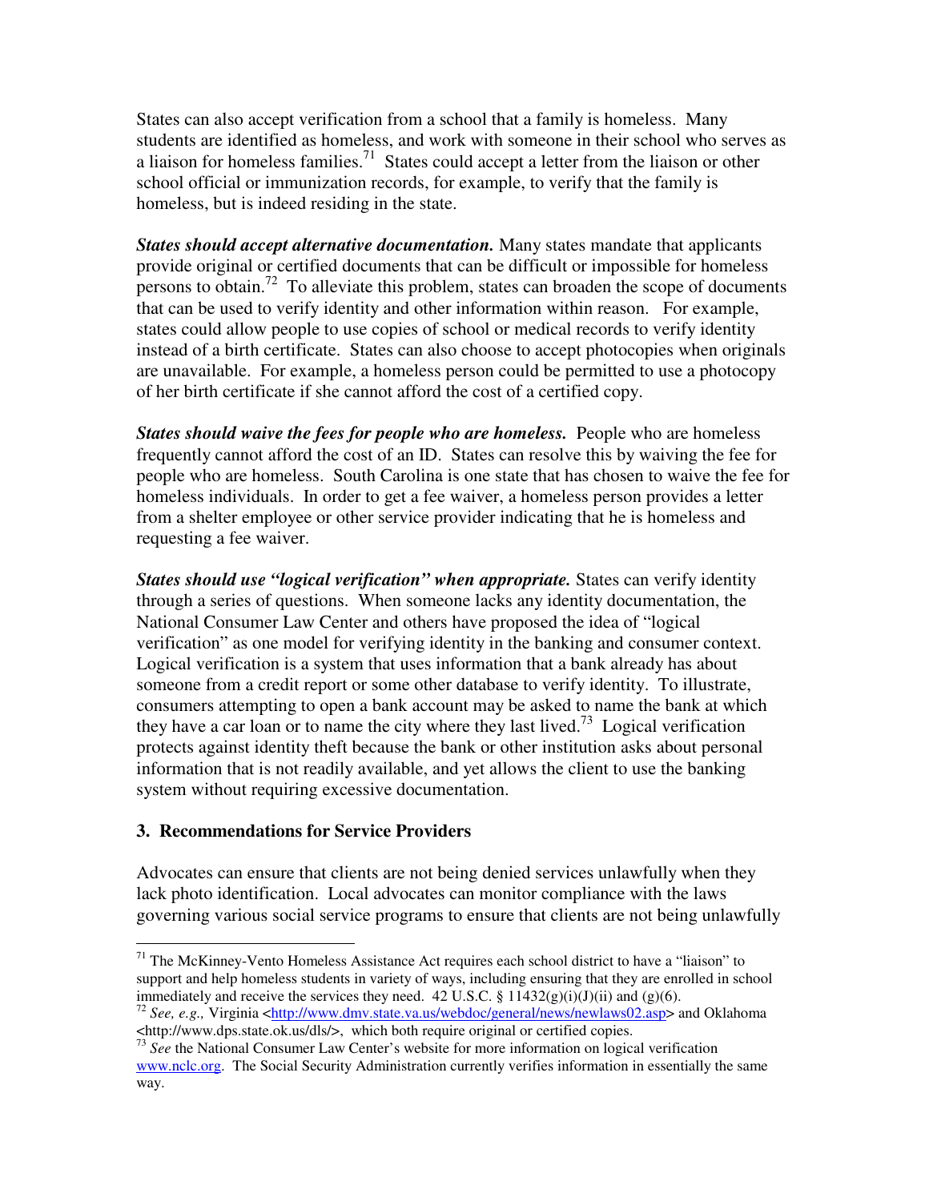States can also accept verification from a school that a family is homeless. Many students are identified as homeless, and work with someone in their school who serves as a liaison for homeless families.[71] States could accept a letter from the liaison or other school official or immunization records, for example, to verify that the family is homeless, but is indeed residing in the state.

***States should accept alternative documentation.*** Many states mandate that applicants provide original or certified documents that can be difficult or impossible for homeless persons to obtain.[72] To alleviate this problem, states can broaden the scope of documents that can be used to verify identity and other information within reason. For example, states could allow people to use copies of school or medical records to verify identity instead of a birth certificate. States can also choose to accept photocopies when originals are unavailable. For example, a homeless person could be permitted to use a photocopy of her birth certificate if she cannot afford the cost of a certified copy.

***States should waive the fees for people who are homeless.*** People who are homeless frequently cannot afford the cost of an ID. States can resolve this by waiving the fee for people who are homeless. South Carolina is one state that has chosen to waive the fee for homeless individuals. In order to get a fee waiver, a homeless person provides a letter from a shelter employee or other service provider indicating that he is homeless and requesting a fee waiver.

***States should use "logical verification" when appropriate.*** States can verify identity through a series of questions. When someone lacks any identity documentation, the National Consumer Law Center and others have proposed the idea of "logical verification" as one model for verifying identity in the banking and consumer context. Logical verification is a system that uses information that a bank already has about someone from a credit report or some other database to verify identity. To illustrate, consumers attempting to open a bank account may be asked to name the bank at which they have a car loan or to name the city where they last lived.[73] Logical verification protects against identity theft because the bank or other institution asks about personal information that is not readily available, and yet allows the client to use the banking system without requiring excessive documentation.

### 3. Recommendations for Service Providers

Advocates can ensure that clients are not being denied services unlawfully when they lack photo identification. Local advocates can monitor compliance with the laws governing various social service programs to ensure that clients are not being unlawfully

---

[71] The McKinney-Vento Homeless Assistance Act requires each school district to have a "liaison" to support and help homeless students in variety of ways, including ensuring that they are enrolled in school immediately and receive the services they need. 42 U.S.C. § 11432(g)(i)(J)(ii) and (g)(6).

[72] *See, e.g.,* Virginia <http://www.dmv.state.va.us/webdoc/general/news/newlaws02.asp> and Oklahoma <http://www.dps.state.ok.us/dls/>, which both require original or certified copies.

[73] *See* the National Consumer Law Center's website for more information on logical verification www.nclc.org. The Social Security Administration currently verifies information in essentially the same way.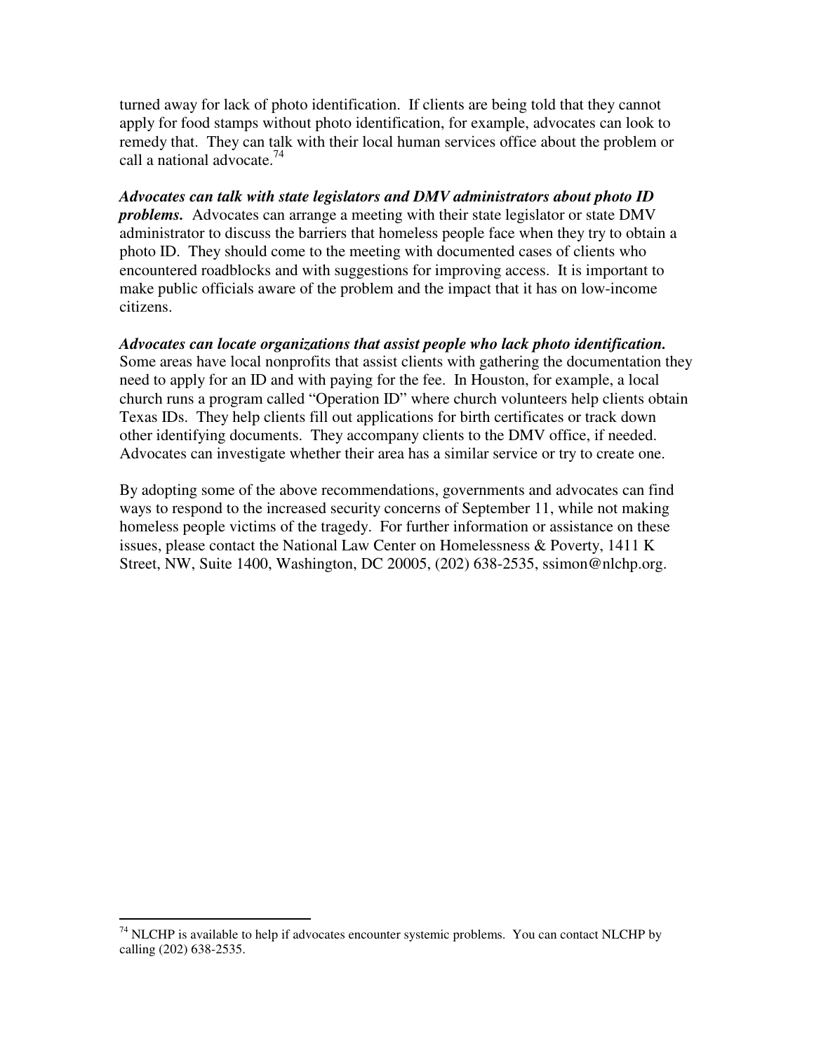turned away for lack of photo identification. If clients are being told that they cannot apply for food stamps without photo identification, for example, advocates can look to remedy that. They can talk with their local human services office about the problem or call a national advocate.[74]

***Advocates can talk with state legislators and DMV administrators about photo ID problems.*** Advocates can arrange a meeting with their state legislator or state DMV administrator to discuss the barriers that homeless people face when they try to obtain a photo ID. They should come to the meeting with documented cases of clients who encountered roadblocks and with suggestions for improving access. It is important to make public officials aware of the problem and the impact that it has on low-income citizens.

***Advocates can locate organizations that assist people who lack photo identification.*** Some areas have local nonprofits that assist clients with gathering the documentation they need to apply for an ID and with paying for the fee. In Houston, for example, a local church runs a program called "Operation ID" where church volunteers help clients obtain Texas IDs. They help clients fill out applications for birth certificates or track down other identifying documents. They accompany clients to the DMV office, if needed. Advocates can investigate whether their area has a similar service or try to create one.

By adopting some of the above recommendations, governments and advocates can find ways to respond to the increased security concerns of September 11, while not making homeless people victims of the tragedy. For further information or assistance on these issues, please contact the National Law Center on Homelessness & Poverty, 1411 K Street, NW, Suite 1400, Washington, DC 20005, (202) 638-2535, ssimon@nlchp.org.

---

[74] NLCHP is available to help if advocates encounter systemic problems. You can contact NLCHP by calling (202) 638-2535.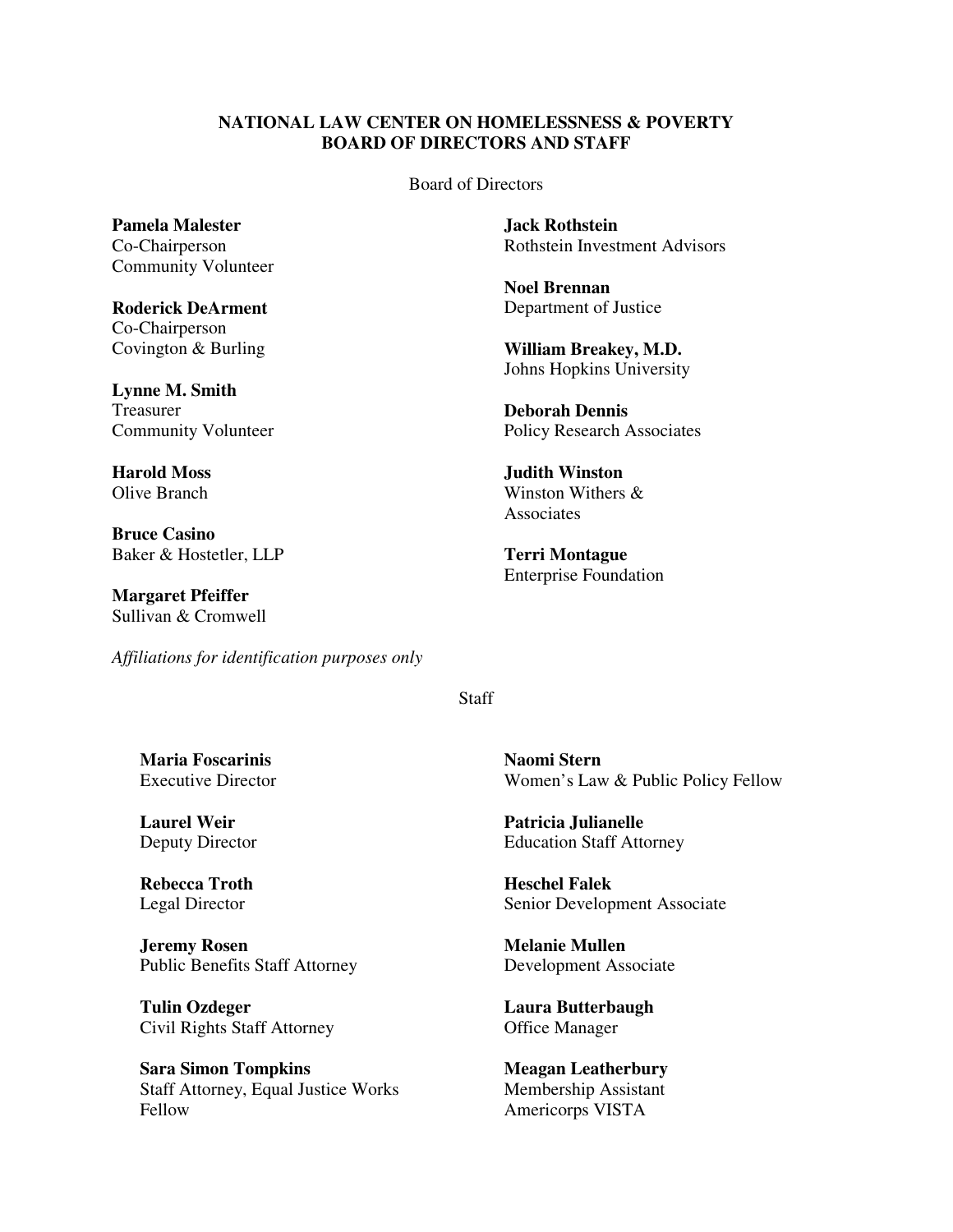# NATIONAL LAW CENTER ON HOMELESSNESS & POVERTY
# BOARD OF DIRECTORS AND STAFF

## Board of Directors

**Pamela Malester**
Co-Chairperson
Community Volunteer

**Roderick DeArment**
Co-Chairperson
Covington & Burling

**Lynne M. Smith**
Treasurer
Community Volunteer

**Harold Moss**
Olive Branch

**Bruce Casino**
Baker & Hostetler, LLP

**Margaret Pfeiffer**
Sullivan & Cromwell

**Jack Rothstein**
Rothstein Investment Advisors

**Noel Brennan**
Department of Justice

**William Breakey, M.D.**
Johns Hopkins University

**Deborah Dennis**
Policy Research Associates

**Judith Winston**
Winston Withers & Associates

**Terri Montague**
Enterprise Foundation

*Affiliations for identification purposes only*

## Staff

**Maria Foscarinis**
Executive Director

**Laurel Weir**
Deputy Director

**Rebecca Troth**
Legal Director

**Jeremy Rosen**
Public Benefits Staff Attorney

**Tulin Ozdeger**
Civil Rights Staff Attorney

**Sara Simon Tompkins**
Staff Attorney, Equal Justice Works Fellow

**Naomi Stern**
Women's Law & Public Policy Fellow

**Patricia Julianelle**
Education Staff Attorney

**Heschel Falek**
Senior Development Associate

**Melanie Mullen**
Development Associate

**Laura Butterbaugh**
Office Manager

**Meagan Leatherbury**
Membership Assistant
Americorps VISTA